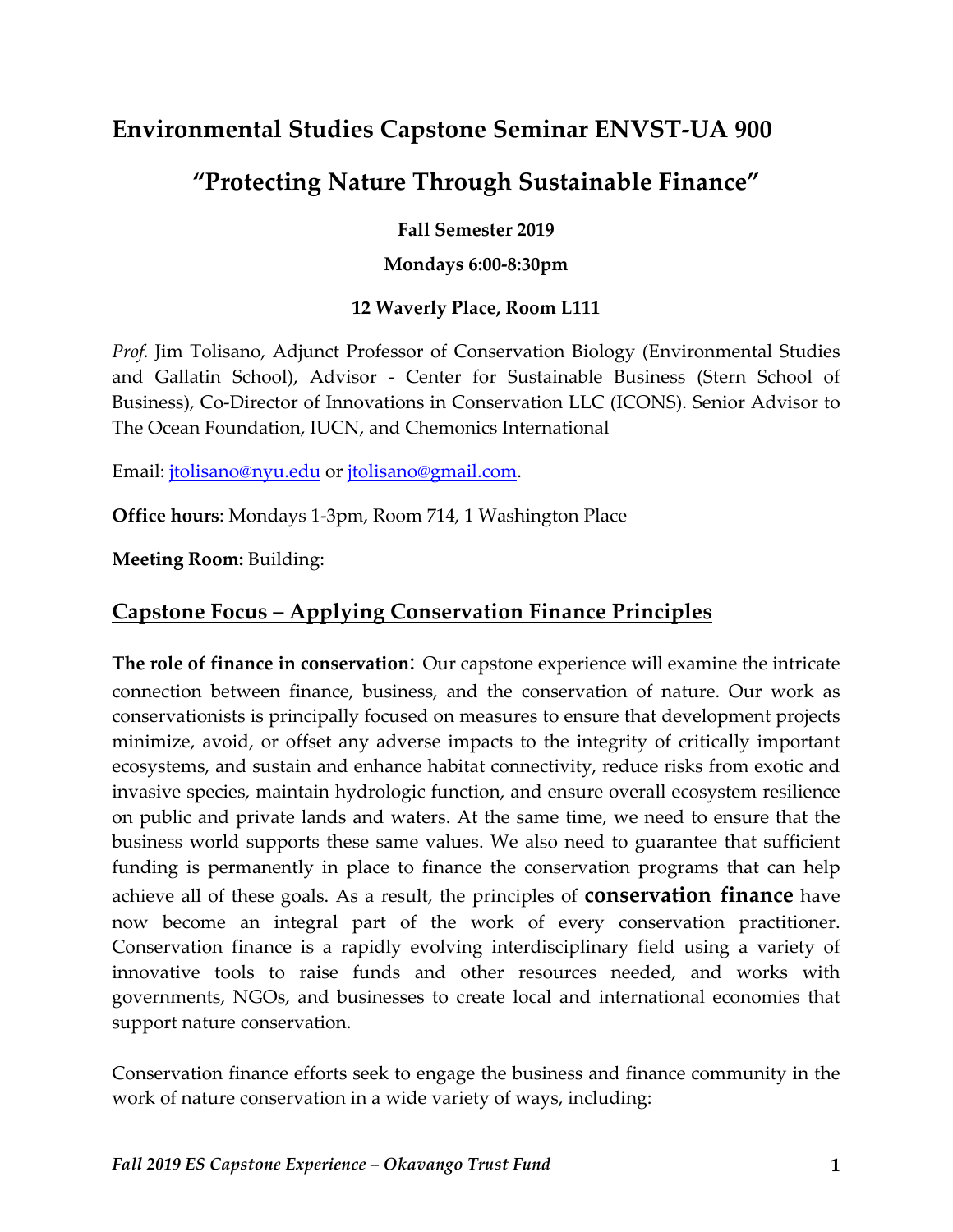# Environmental Studies Capstone Seminar ENVST-UA 900

## "Protecting Nature Through Sustainable Finance"

**Fall Semester 2019**

**Mondays 6:00-8:30pm**

**12 Waverly Place, Room L111**

*Prof.* Jim Tolisano, Adjunct Professor of Conservation Biology (Environmental Studies and Gallatin School), Advisor - Center for Sustainable Business (Stern School of Business), Co-Director of Innovations in Conservation LLC (ICONS). Senior Advisor to The Ocean Foundation, IUCN, and Chemonics International

Email: jtolisano@nyu.edu or jtolisano@gmail.com.

**Office hours**: Mondays 1-3pm, Room 714, 1 Washington Place

**Meeting Room:** Building:

## Capstone Focus – Applying Conservation Finance Principles

**The role of finance in conservation:** Our capstone experience will examine the intricate connection between finance, business, and the conservation of nature. Our work as conservationists is principally focused on measures to ensure that development projects minimize, avoid, or offset any adverse impacts to the integrity of critically important ecosystems, and sustain and enhance habitat connectivity, reduce risks from exotic and invasive species, maintain hydrologic function, and ensure overall ecosystem resilience on public and private lands and waters. At the same time, we need to ensure that the business world supports these same values. We also need to guarantee that sufficient funding is permanently in place to finance the conservation programs that can help achieve all of these goals. As a result, the principles of **conservation finance** have now become an integral part of the work of every conservation practitioner. Conservation finance is a rapidly evolving interdisciplinary field using a variety of innovative tools to raise funds and other resources needed, and works with governments, NGOs, and businesses to create local and international economies that support nature conservation.

Conservation finance efforts seek to engage the business and finance community in the work of nature conservation in a wide variety of ways, including: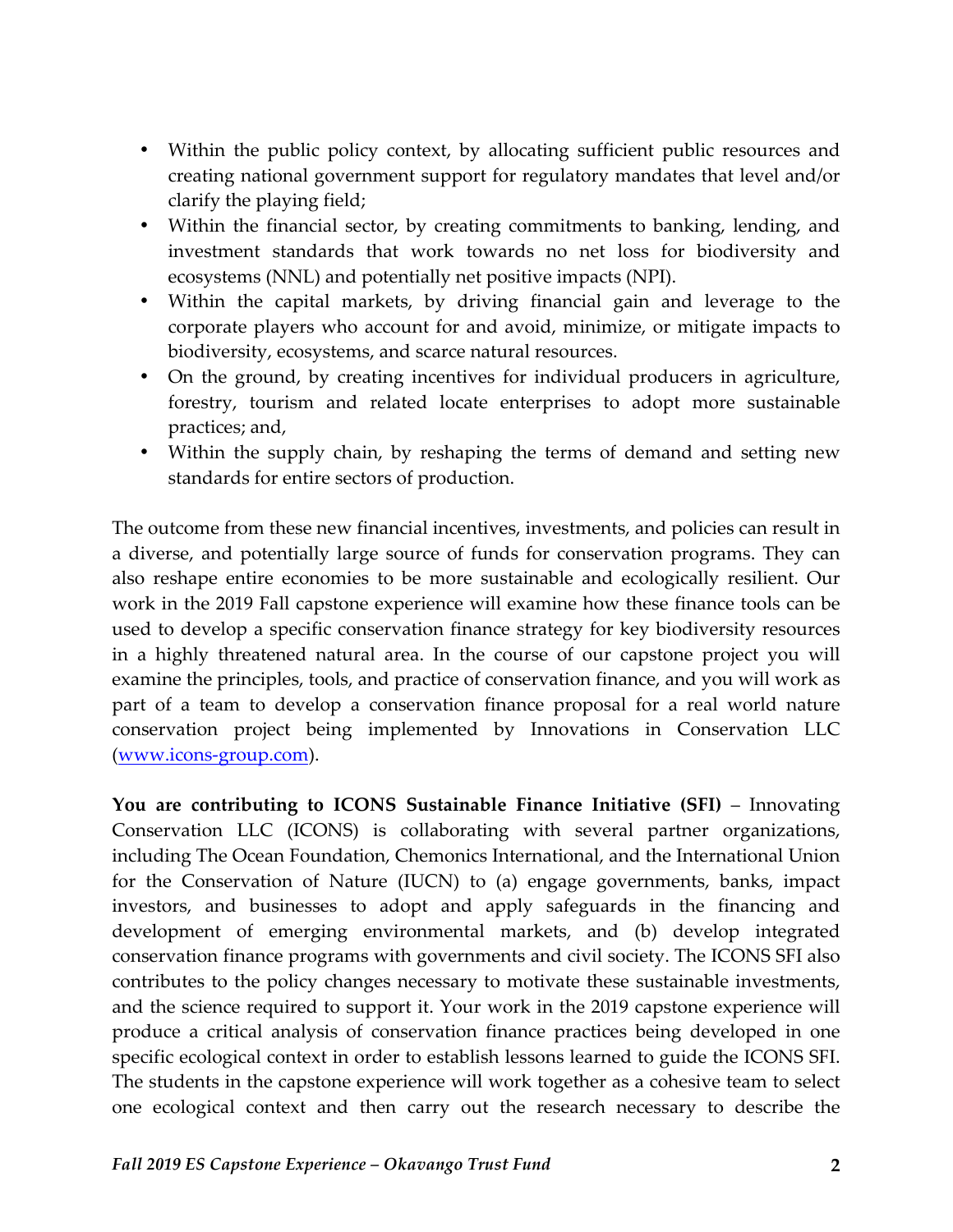- Within the public policy context, by allocating sufficient public resources and creating national government support for regulatory mandates that level and/or clarify the playing field;
- Within the financial sector, by creating commitments to banking, lending, and investment standards that work towards no net loss for biodiversity and ecosystems (NNL) and potentially net positive impacts (NPI).
- Within the capital markets, by driving financial gain and leverage to the corporate players who account for and avoid, minimize, or mitigate impacts to biodiversity, ecosystems, and scarce natural resources.
- On the ground, by creating incentives for individual producers in agriculture, forestry, tourism and related locate enterprises to adopt more sustainable practices; and,
- Within the supply chain, by reshaping the terms of demand and setting new standards for entire sectors of production.

The outcome from these new financial incentives, investments, and policies can result in a diverse, and potentially large source of funds for conservation programs. They can also reshape entire economies to be more sustainable and ecologically resilient. Our work in the 2019 Fall capstone experience will examine how these finance tools can be used to develop a specific conservation finance strategy for key biodiversity resources in a highly threatened natural area. In the course of our capstone project you will examine the principles, tools, and practice of conservation finance, and you will work as part of a team to develop a conservation finance proposal for a real world nature conservation project being implemented by Innovations in Conservation LLC (www.icons-group.com).

**You are contributing to ICONS Sustainable Finance Initiative (SFI)** – Innovating Conservation LLC (ICONS) is collaborating with several partner organizations, including The Ocean Foundation, Chemonics International, and the International Union for the Conservation of Nature (IUCN) to (a) engage governments, banks, impact investors, and businesses to adopt and apply safeguards in the financing and development of emerging environmental markets, and (b) develop integrated conservation finance programs with governments and civil society. The ICONS SFI also contributes to the policy changes necessary to motivate these sustainable investments, and the science required to support it. Your work in the 2019 capstone experience will produce a critical analysis of conservation finance practices being developed in one specific ecological context in order to establish lessons learned to guide the ICONS SFI. The students in the capstone experience will work together as a cohesive team to select one ecological context and then carry out the research necessary to describe the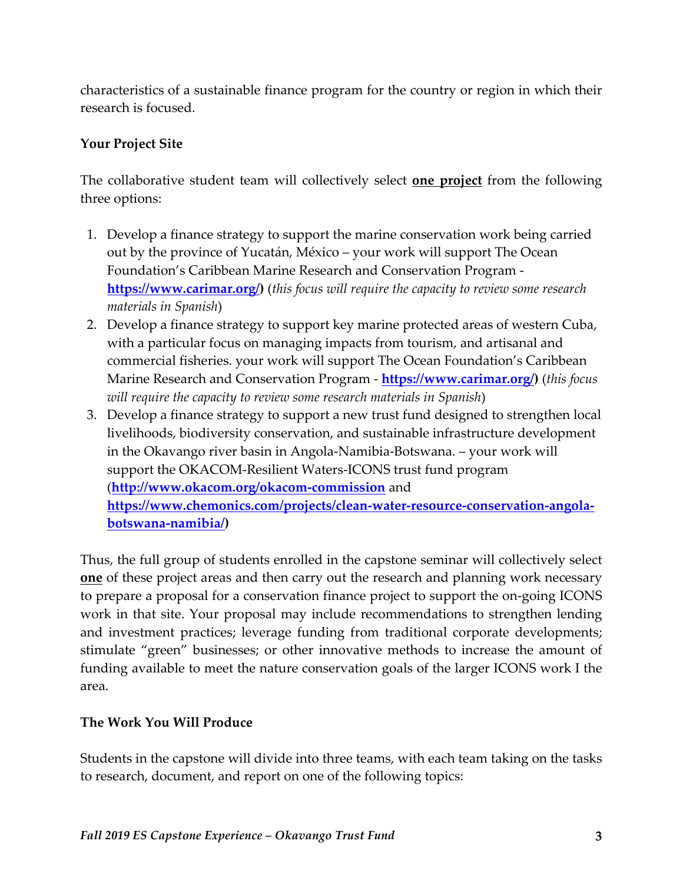characteristics of a sustainable finance program for the country or region in which their research is focused.

**Your Project Site**

The collaborative student team will collectively select **one project** from the following three options:

1. Develop a finance strategy to support the marine conservation work being carried out by the province of Yucatán, México – your work will support The Ocean Foundation's Caribbean Marine Research and Conservation Program - **https://www.carimar.org/)** (*this focus will require the capacity to review some research materials in Spanish*)
2. Develop a finance strategy to support key marine protected areas of western Cuba, with a particular focus on managing impacts from tourism, and artisanal and commercial fisheries. your work will support The Ocean Foundation's Caribbean Marine Research and Conservation Program - **https://www.carimar.org/)** (*this focus will require the capacity to review some research materials in Spanish*)
3. Develop a finance strategy to support a new trust fund designed to strengthen local livelihoods, biodiversity conservation, and sustainable infrastructure development in the Okavango river basin in Angola-Namibia-Botswana. – your work will support the OKACOM-Resilient Waters-ICONS trust fund program (**http://www.okacom.org/okacom-commission** and **https://www.chemonics.com/projects/clean-water-resource-conservation-angola-botswana-namibia/)**

Thus, the full group of students enrolled in the capstone seminar will collectively select **one** of these project areas and then carry out the research and planning work necessary to prepare a proposal for a conservation finance project to support the on-going ICONS work in that site. Your proposal may include recommendations to strengthen lending and investment practices; leverage funding from traditional corporate developments; stimulate "green" businesses; or other innovative methods to increase the amount of funding available to meet the nature conservation goals of the larger ICONS work I the area.

**The Work You Will Produce**

Students in the capstone will divide into three teams, with each team taking on the tasks to research, document, and report on one of the following topics: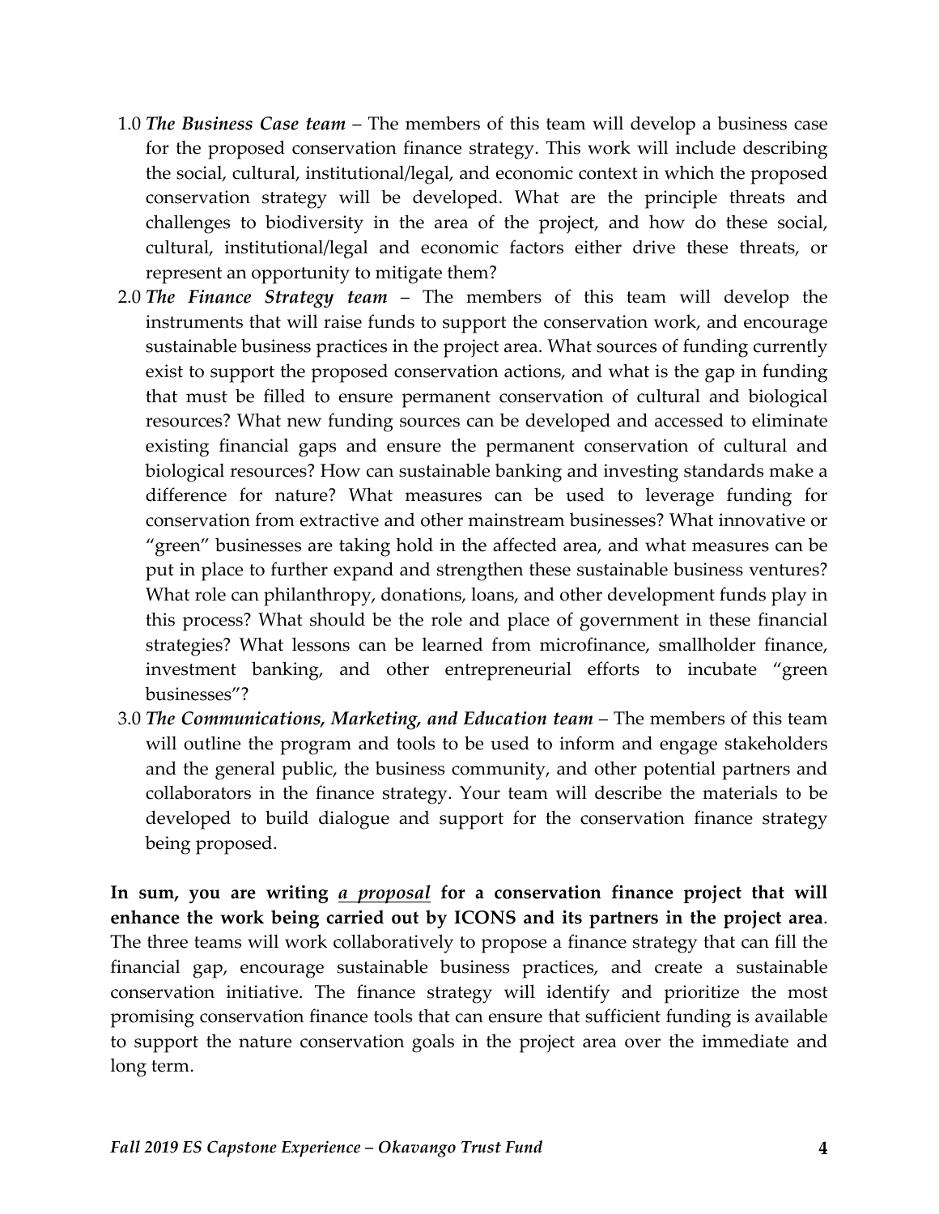1.0 ***The Business Case team*** – The members of this team will develop a business case for the proposed conservation finance strategy. This work will include describing the social, cultural, institutional/legal, and economic context in which the proposed conservation strategy will be developed. What are the principle threats and challenges to biodiversity in the area of the project, and how do these social, cultural, institutional/legal and economic factors either drive these threats, or represent an opportunity to mitigate them?

2.0 ***The Finance Strategy team*** – The members of this team will develop the instruments that will raise funds to support the conservation work, and encourage sustainable business practices in the project area. What sources of funding currently exist to support the proposed conservation actions, and what is the gap in funding that must be filled to ensure permanent conservation of cultural and biological resources? What new funding sources can be developed and accessed to eliminate existing financial gaps and ensure the permanent conservation of cultural and biological resources? How can sustainable banking and investing standards make a difference for nature? What measures can be used to leverage funding for conservation from extractive and other mainstream businesses? What innovative or "green" businesses are taking hold in the affected area, and what measures can be put in place to further expand and strengthen these sustainable business ventures? What role can philanthropy, donations, loans, and other development funds play in this process? What should be the role and place of government in these financial strategies? What lessons can be learned from microfinance, smallholder finance, investment banking, and other entrepreneurial efforts to incubate "green businesses"?

3.0 ***The Communications, Marketing, and Education team*** – The members of this team will outline the program and tools to be used to inform and engage stakeholders and the general public, the business community, and other potential partners and collaborators in the finance strategy. Your team will describe the materials to be developed to build dialogue and support for the conservation finance strategy being proposed.

**In sum, you are writing *<u>a proposal</u>* for a conservation finance project that will enhance the work being carried out by ICONS and its partners in the project area**. The three teams will work collaboratively to propose a finance strategy that can fill the financial gap, encourage sustainable business practices, and create a sustainable conservation initiative. The finance strategy will identify and prioritize the most promising conservation finance tools that can ensure that sufficient funding is available to support the nature conservation goals in the project area over the immediate and long term.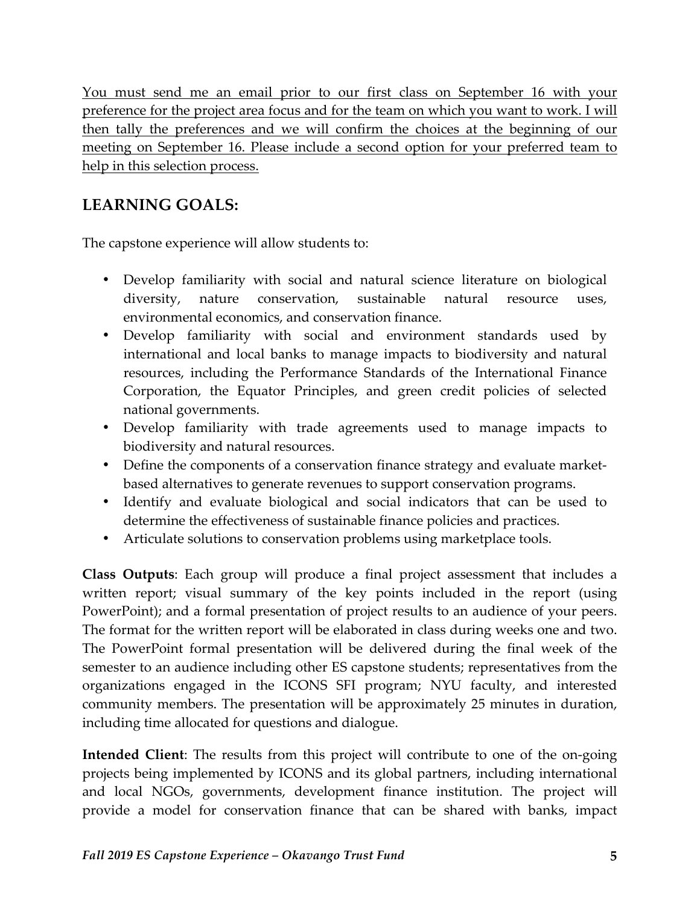<u>You must send me an email prior to our first class on September 16 with your preference for the project area focus and for the team on which you want to work. I will then tally the preferences and we will confirm the choices at the beginning of our meeting on September 16. Please include a second option for your preferred team to help in this selection process.</u>

## LEARNING GOALS:

The capstone experience will allow students to:

- Develop familiarity with social and natural science literature on biological diversity, nature conservation, sustainable natural resource uses, environmental economics, and conservation finance.
- Develop familiarity with social and environment standards used by international and local banks to manage impacts to biodiversity and natural resources, including the Performance Standards of the International Finance Corporation, the Equator Principles, and green credit policies of selected national governments.
- Develop familiarity with trade agreements used to manage impacts to biodiversity and natural resources.
- Define the components of a conservation finance strategy and evaluate market-based alternatives to generate revenues to support conservation programs.
- Identify and evaluate biological and social indicators that can be used to determine the effectiveness of sustainable finance policies and practices.
- Articulate solutions to conservation problems using marketplace tools.

**Class Outputs**: Each group will produce a final project assessment that includes a written report; visual summary of the key points included in the report (using PowerPoint); and a formal presentation of project results to an audience of your peers. The format for the written report will be elaborated in class during weeks one and two. The PowerPoint formal presentation will be delivered during the final week of the semester to an audience including other ES capstone students; representatives from the organizations engaged in the ICONS SFI program; NYU faculty, and interested community members. The presentation will be approximately 25 minutes in duration, including time allocated for questions and dialogue.

**Intended Client**: The results from this project will contribute to one of the on-going projects being implemented by ICONS and its global partners, including international and local NGOs, governments, development finance institution. The project will provide a model for conservation finance that can be shared with banks, impact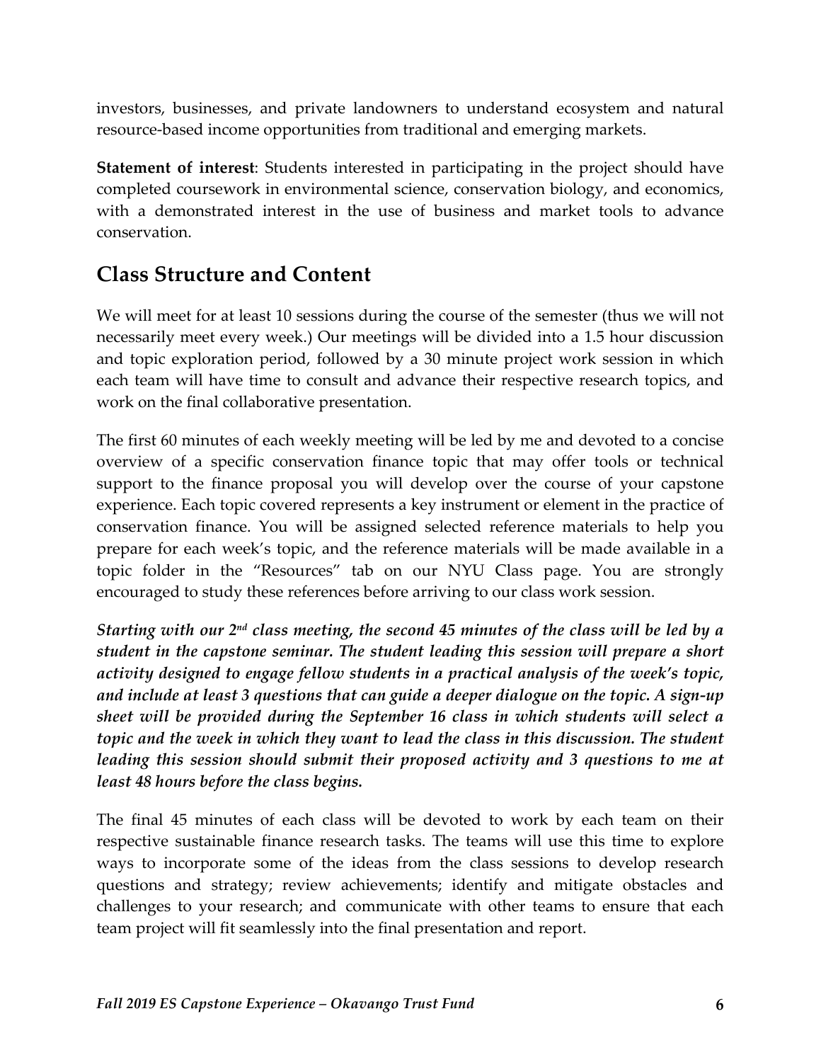investors, businesses, and private landowners to understand ecosystem and natural resource-based income opportunities from traditional and emerging markets.

**Statement of interest**: Students interested in participating in the project should have completed coursework in environmental science, conservation biology, and economics, with a demonstrated interest in the use of business and market tools to advance conservation.

## Class Structure and Content

We will meet for at least 10 sessions during the course of the semester (thus we will not necessarily meet every week.) Our meetings will be divided into a 1.5 hour discussion and topic exploration period, followed by a 30 minute project work session in which each team will have time to consult and advance their respective research topics, and work on the final collaborative presentation.

The first 60 minutes of each weekly meeting will be led by me and devoted to a concise overview of a specific conservation finance topic that may offer tools or technical support to the finance proposal you will develop over the course of your capstone experience. Each topic covered represents a key instrument or element in the practice of conservation finance. You will be assigned selected reference materials to help you prepare for each week's topic, and the reference materials will be made available in a topic folder in the "Resources" tab on our NYU Class page. You are strongly encouraged to study these references before arriving to our class work session.

***Starting with our 2nd class meeting, the second 45 minutes of the class will be led by a student in the capstone seminar. The student leading this session will prepare a short activity designed to engage fellow students in a practical analysis of the week's topic, and include at least 3 questions that can guide a deeper dialogue on the topic. A sign-up sheet will be provided during the September 16 class in which students will select a topic and the week in which they want to lead the class in this discussion. The student leading this session should submit their proposed activity and 3 questions to me at least 48 hours before the class begins.***

The final 45 minutes of each class will be devoted to work by each team on their respective sustainable finance research tasks. The teams will use this time to explore ways to incorporate some of the ideas from the class sessions to develop research questions and strategy; review achievements; identify and mitigate obstacles and challenges to your research; and communicate with other teams to ensure that each team project will fit seamlessly into the final presentation and report.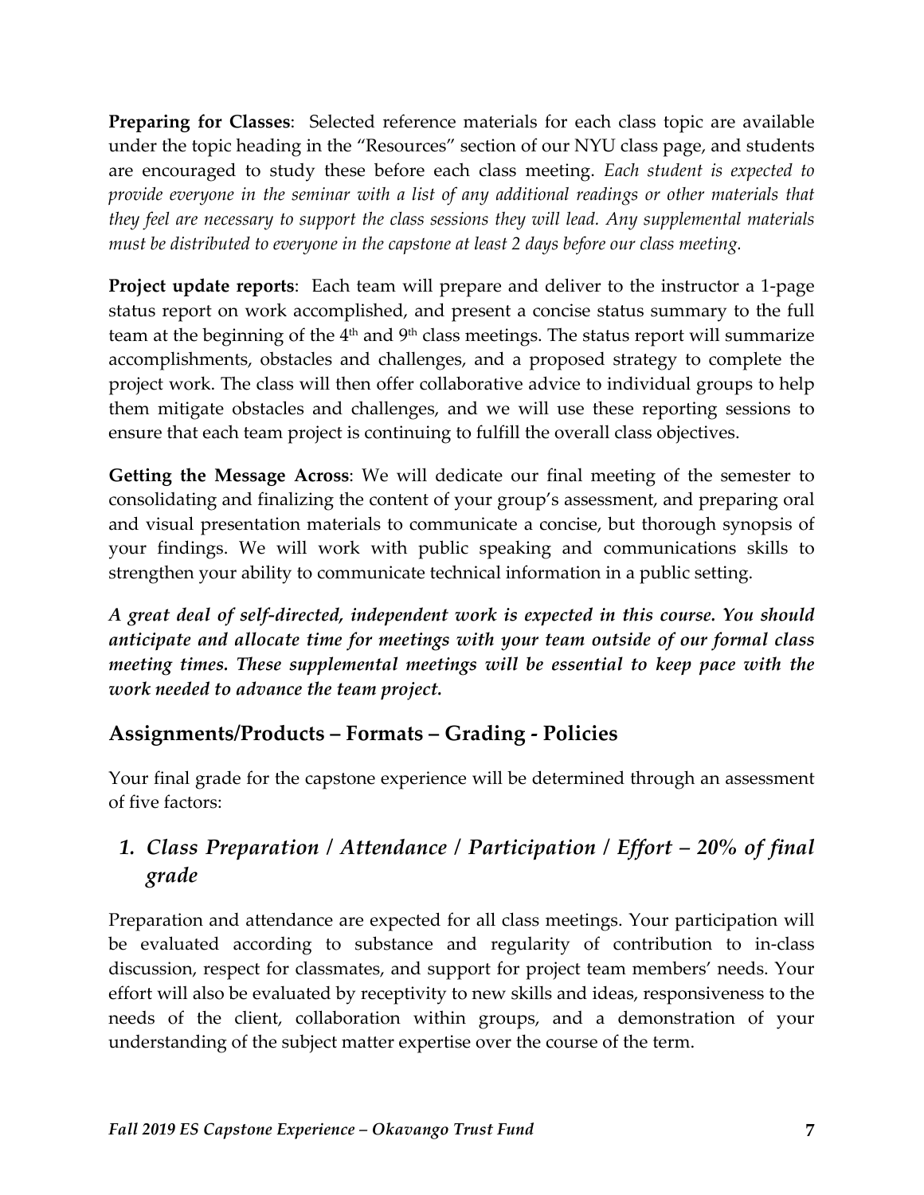**Preparing for Classes**: Selected reference materials for each class topic are available under the topic heading in the "Resources" section of our NYU class page, and students are encouraged to study these before each class meeting. *Each student is expected to provide everyone in the seminar with a list of any additional readings or other materials that they feel are necessary to support the class sessions they will lead. Any supplemental materials must be distributed to everyone in the capstone at least 2 days before our class meeting.*

**Project update reports**: Each team will prepare and deliver to the instructor a 1-page status report on work accomplished, and present a concise status summary to the full team at the beginning of the 4th and 9th class meetings. The status report will summarize accomplishments, obstacles and challenges, and a proposed strategy to complete the project work. The class will then offer collaborative advice to individual groups to help them mitigate obstacles and challenges, and we will use these reporting sessions to ensure that each team project is continuing to fulfill the overall class objectives.

**Getting the Message Across**: We will dedicate our final meeting of the semester to consolidating and finalizing the content of your group's assessment, and preparing oral and visual presentation materials to communicate a concise, but thorough synopsis of your findings. We will work with public speaking and communications skills to strengthen your ability to communicate technical information in a public setting.

***A great deal of self-directed, independent work is expected in this course. You should anticipate and allocate time for meetings with your team outside of our formal class meeting times. These supplemental meetings will be essential to keep pace with the work needed to advance the team project.***

## Assignments/Products – Formats – Grading - Policies

Your final grade for the capstone experience will be determined through an assessment of five factors:

### *1. Class Preparation / Attendance / Participation / Effort – 20% of final grade*

Preparation and attendance are expected for all class meetings. Your participation will be evaluated according to substance and regularity of contribution to in-class discussion, respect for classmates, and support for project team members' needs. Your effort will also be evaluated by receptivity to new skills and ideas, responsiveness to the needs of the client, collaboration within groups, and a demonstration of your understanding of the subject matter expertise over the course of the term.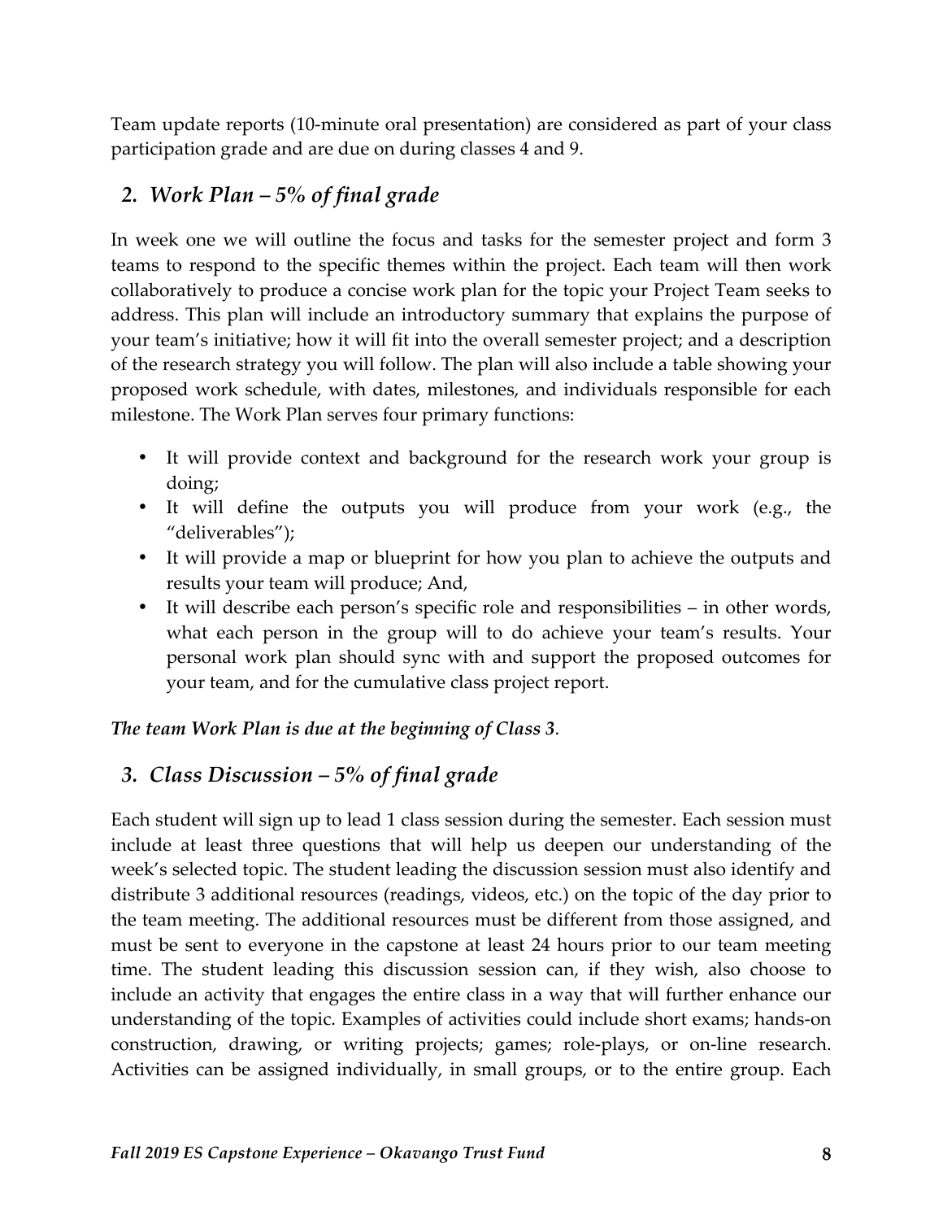Team update reports (10-minute oral presentation) are considered as part of your class participation grade and are due on during classes 4 and 9.

## *2. Work Plan – 5% of final grade*

In week one we will outline the focus and tasks for the semester project and form 3 teams to respond to the specific themes within the project. Each team will then work collaboratively to produce a concise work plan for the topic your Project Team seeks to address. This plan will include an introductory summary that explains the purpose of your team's initiative; how it will fit into the overall semester project; and a description of the research strategy you will follow. The plan will also include a table showing your proposed work schedule, with dates, milestones, and individuals responsible for each milestone. The Work Plan serves four primary functions:

- It will provide context and background for the research work your group is doing;
- It will define the outputs you will produce from your work (e.g., the "deliverables");
- It will provide a map or blueprint for how you plan to achieve the outputs and results your team will produce; And,
- It will describe each person's specific role and responsibilities – in other words, what each person in the group will to do achieve your team's results. Your personal work plan should sync with and support the proposed outcomes for your team, and for the cumulative class project report.

***The team Work Plan is due at the beginning of Class 3**.*

## *3. Class Discussion – 5% of final grade*

Each student will sign up to lead 1 class session during the semester. Each session must include at least three questions that will help us deepen our understanding of the week's selected topic. The student leading the discussion session must also identify and distribute 3 additional resources (readings, videos, etc.) on the topic of the day prior to the team meeting. The additional resources must be different from those assigned, and must be sent to everyone in the capstone at least 24 hours prior to our team meeting time. The student leading this discussion session can, if they wish, also choose to include an activity that engages the entire class in a way that will further enhance our understanding of the topic. Examples of activities could include short exams; hands-on construction, drawing, or writing projects; games; role-plays, or on-line research. Activities can be assigned individually, in small groups, or to the entire group. Each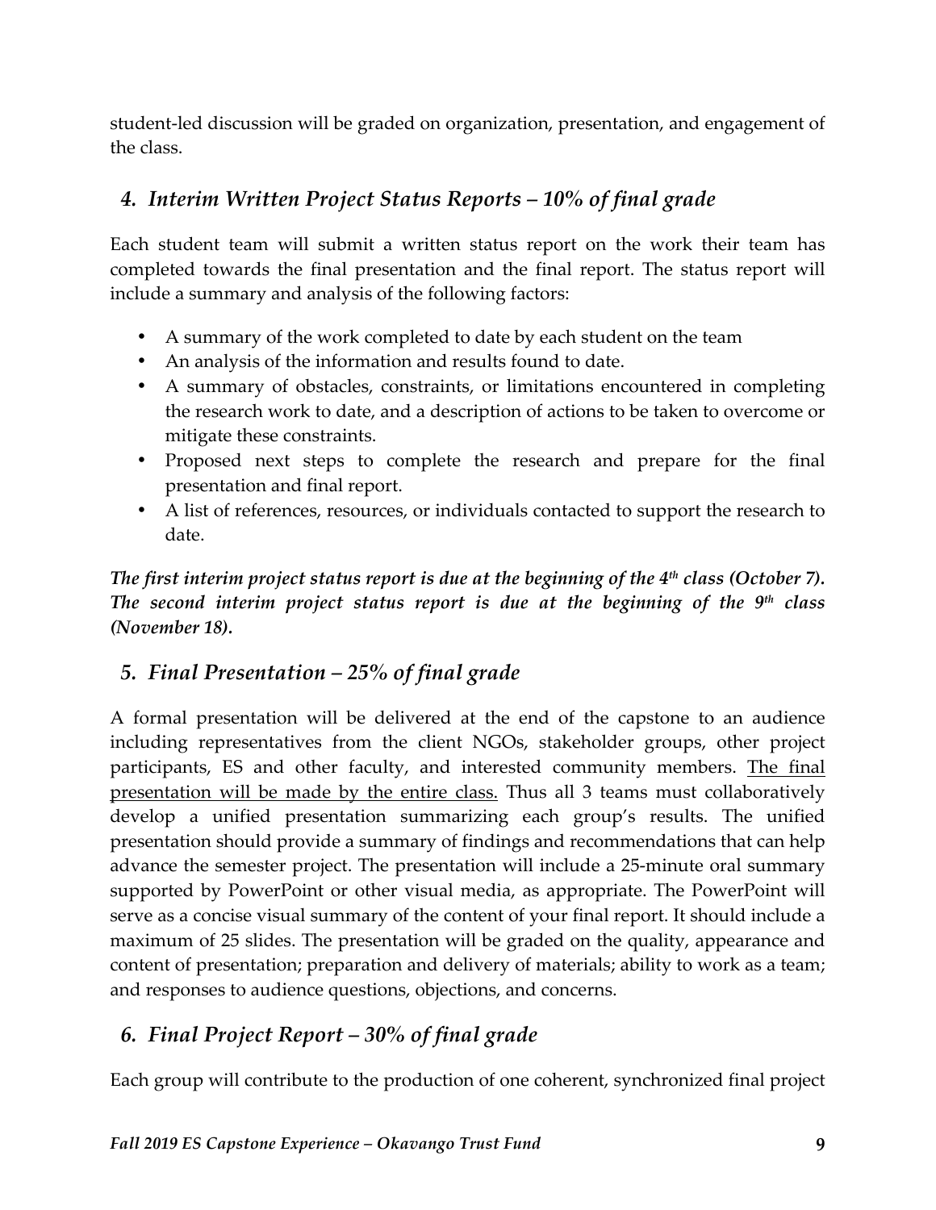student-led discussion will be graded on organization, presentation, and engagement of the class.

## *4. Interim Written Project Status Reports – 10% of final grade*

Each student team will submit a written status report on the work their team has completed towards the final presentation and the final report. The status report will include a summary and analysis of the following factors:

- A summary of the work completed to date by each student on the team
- An analysis of the information and results found to date.
- A summary of obstacles, constraints, or limitations encountered in completing the research work to date, and a description of actions to be taken to overcome or mitigate these constraints.
- Proposed next steps to complete the research and prepare for the final presentation and final report.
- A list of references, resources, or individuals contacted to support the research to date.

***The first interim project status report is due at the beginning of the 4th class (October 7). The second interim project status report is due at the beginning of the 9th class (November 18).***

## *5. Final Presentation – 25% of final grade*

A formal presentation will be delivered at the end of the capstone to an audience including representatives from the client NGOs, stakeholder groups, other project participants, ES and other faculty, and interested community members. <u>The final presentation will be made by the entire class.</u> Thus all 3 teams must collaboratively develop a unified presentation summarizing each group's results. The unified presentation should provide a summary of findings and recommendations that can help advance the semester project. The presentation will include a 25-minute oral summary supported by PowerPoint or other visual media, as appropriate. The PowerPoint will serve as a concise visual summary of the content of your final report. It should include a maximum of 25 slides. The presentation will be graded on the quality, appearance and content of presentation; preparation and delivery of materials; ability to work as a team; and responses to audience questions, objections, and concerns.

## *6. Final Project Report – 30% of final grade*

Each group will contribute to the production of one coherent, synchronized final project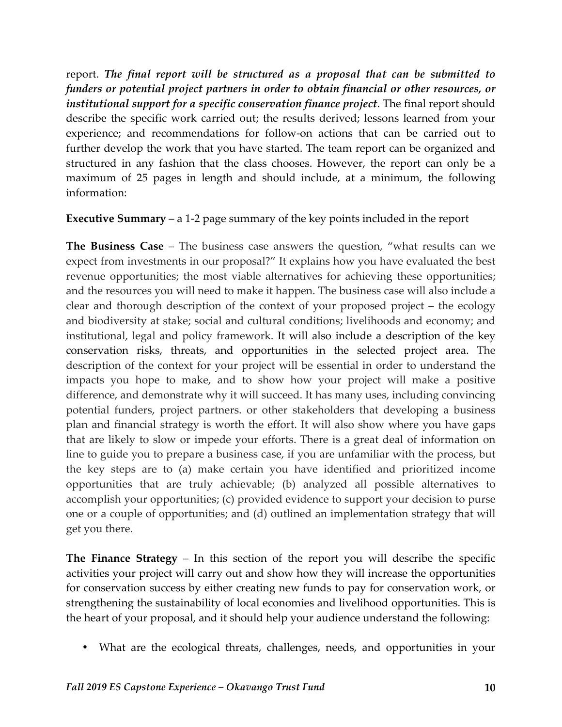report. ***The final report will be structured as a proposal that can be submitted to funders or potential project partners in order to obtain financial or other resources, or institutional support for a specific conservation finance project***. The final report should describe the specific work carried out; the results derived; lessons learned from your experience; and recommendations for follow-on actions that can be carried out to further develop the work that you have started. The team report can be organized and structured in any fashion that the class chooses. However, the report can only be a maximum of 25 pages in length and should include, at a minimum, the following information:

**Executive Summary** – a 1-2 page summary of the key points included in the report

**The Business Case** – The business case answers the question, "what results can we expect from investments in our proposal?" It explains how you have evaluated the best revenue opportunities; the most viable alternatives for achieving these opportunities; and the resources you will need to make it happen. The business case will also include a clear and thorough description of the context of your proposed project – the ecology and biodiversity at stake; social and cultural conditions; livelihoods and economy; and institutional, legal and policy framework. It will also include a description of the key conservation risks, threats, and opportunities in the selected project area. The description of the context for your project will be essential in order to understand the impacts you hope to make, and to show how your project will make a positive difference, and demonstrate why it will succeed. It has many uses, including convincing potential funders, project partners. or other stakeholders that developing a business plan and financial strategy is worth the effort. It will also show where you have gaps that are likely to slow or impede your efforts. There is a great deal of information on line to guide you to prepare a business case, if you are unfamiliar with the process, but the key steps are to (a) make certain you have identified and prioritized income opportunities that are truly achievable; (b) analyzed all possible alternatives to accomplish your opportunities; (c) provided evidence to support your decision to purse one or a couple of opportunities; and (d) outlined an implementation strategy that will get you there.

**The Finance Strategy** – In this section of the report you will describe the specific activities your project will carry out and show how they will increase the opportunities for conservation success by either creating new funds to pay for conservation work, or strengthening the sustainability of local economies and livelihood opportunities. This is the heart of your proposal, and it should help your audience understand the following:

- What are the ecological threats, challenges, needs, and opportunities in your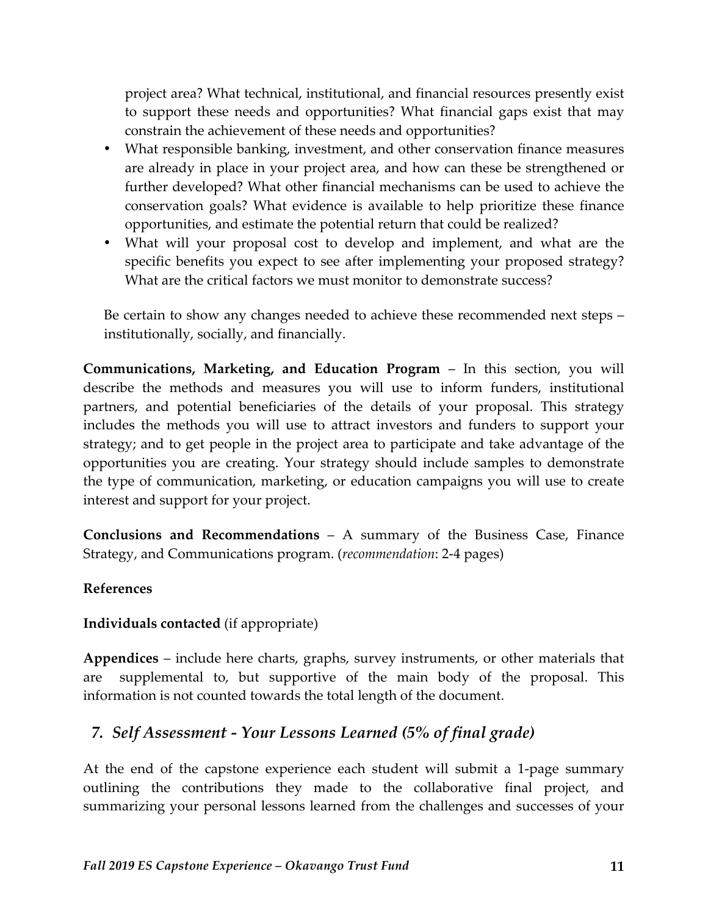project area? What technical, institutional, and financial resources presently exist to support these needs and opportunities? What financial gaps exist that may constrain the achievement of these needs and opportunities?

- What responsible banking, investment, and other conservation finance measures are already in place in your project area, and how can these be strengthened or further developed? What other financial mechanisms can be used to achieve the conservation goals? What evidence is available to help prioritize these finance opportunities, and estimate the potential return that could be realized?
- What will your proposal cost to develop and implement, and what are the specific benefits you expect to see after implementing your proposed strategy? What are the critical factors we must monitor to demonstrate success?

Be certain to show any changes needed to achieve these recommended next steps – institutionally, socially, and financially.

**Communications, Marketing, and Education Program** – In this section, you will describe the methods and measures you will use to inform funders, institutional partners, and potential beneficiaries of the details of your proposal. This strategy includes the methods you will use to attract investors and funders to support your strategy; and to get people in the project area to participate and take advantage of the opportunities you are creating. Your strategy should include samples to demonstrate the type of communication, marketing, or education campaigns you will use to create interest and support for your project.

**Conclusions and Recommendations** – A summary of the Business Case, Finance Strategy, and Communications program. (*recommendation*: 2-4 pages)

**References**

**Individuals contacted** (if appropriate)

**Appendices** – include here charts, graphs, survey instruments, or other materials that are supplemental to, but supportive of the main body of the proposal. This information is not counted towards the total length of the document.

## *7. Self Assessment - Your Lessons Learned (5% of final grade)*

At the end of the capstone experience each student will submit a 1-page summary outlining the contributions they made to the collaborative final project, and summarizing your personal lessons learned from the challenges and successes of your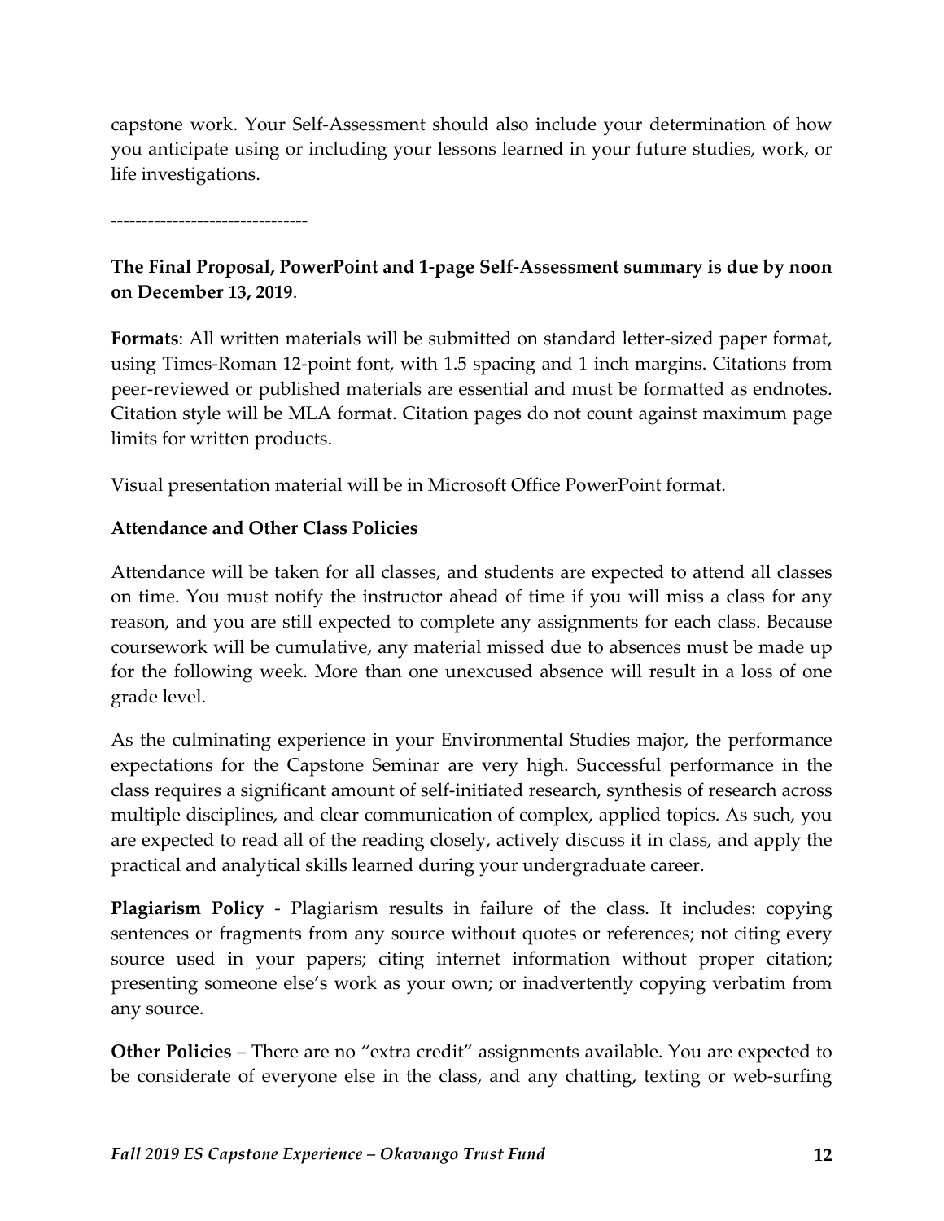capstone work. Your Self-Assessment should also include your determination of how you anticipate using or including your lessons learned in your future studies, work, or life investigations.

--------------------------------

**The Final Proposal, PowerPoint and 1-page Self-Assessment summary is due by noon on December 13, 2019**.

**Formats**: All written materials will be submitted on standard letter-sized paper format, using Times-Roman 12-point font, with 1.5 spacing and 1 inch margins. Citations from peer-reviewed or published materials are essential and must be formatted as endnotes. Citation style will be MLA format. Citation pages do not count against maximum page limits for written products.

Visual presentation material will be in Microsoft Office PowerPoint format.

**Attendance and Other Class Policies**

Attendance will be taken for all classes, and students are expected to attend all classes on time. You must notify the instructor ahead of time if you will miss a class for any reason, and you are still expected to complete any assignments for each class. Because coursework will be cumulative, any material missed due to absences must be made up for the following week. More than one unexcused absence will result in a loss of one grade level.

As the culminating experience in your Environmental Studies major, the performance expectations for the Capstone Seminar are very high. Successful performance in the class requires a significant amount of self-initiated research, synthesis of research across multiple disciplines, and clear communication of complex, applied topics. As such, you are expected to read all of the reading closely, actively discuss it in class, and apply the practical and analytical skills learned during your undergraduate career.

**Plagiarism Policy** - Plagiarism results in failure of the class. It includes: copying sentences or fragments from any source without quotes or references; not citing every source used in your papers; citing internet information without proper citation; presenting someone else's work as your own; or inadvertently copying verbatim from any source.

**Other Policies** – There are no "extra credit" assignments available. You are expected to be considerate of everyone else in the class, and any chatting, texting or web-surfing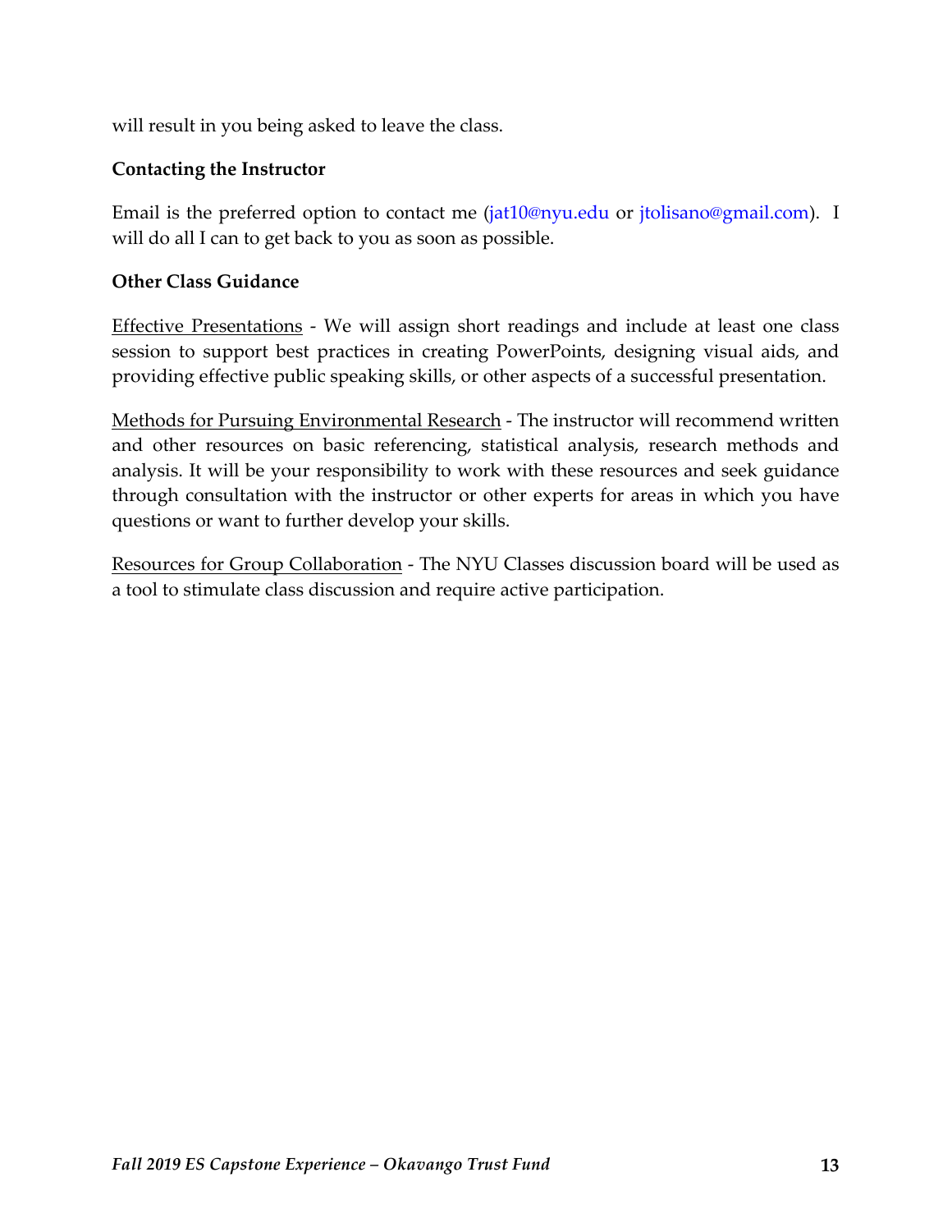will result in you being asked to leave the class.

**Contacting the Instructor**

Email is the preferred option to contact me (jat10@nyu.edu or jtolisano@gmail.com). I will do all I can to get back to you as soon as possible.

**Other Class Guidance**

Effective Presentations - We will assign short readings and include at least one class session to support best practices in creating PowerPoints, designing visual aids, and providing effective public speaking skills, or other aspects of a successful presentation.

Methods for Pursuing Environmental Research - The instructor will recommend written and other resources on basic referencing, statistical analysis, research methods and analysis. It will be your responsibility to work with these resources and seek guidance through consultation with the instructor or other experts for areas in which you have questions or want to further develop your skills.

Resources for Group Collaboration - The NYU Classes discussion board will be used as a tool to stimulate class discussion and require active participation.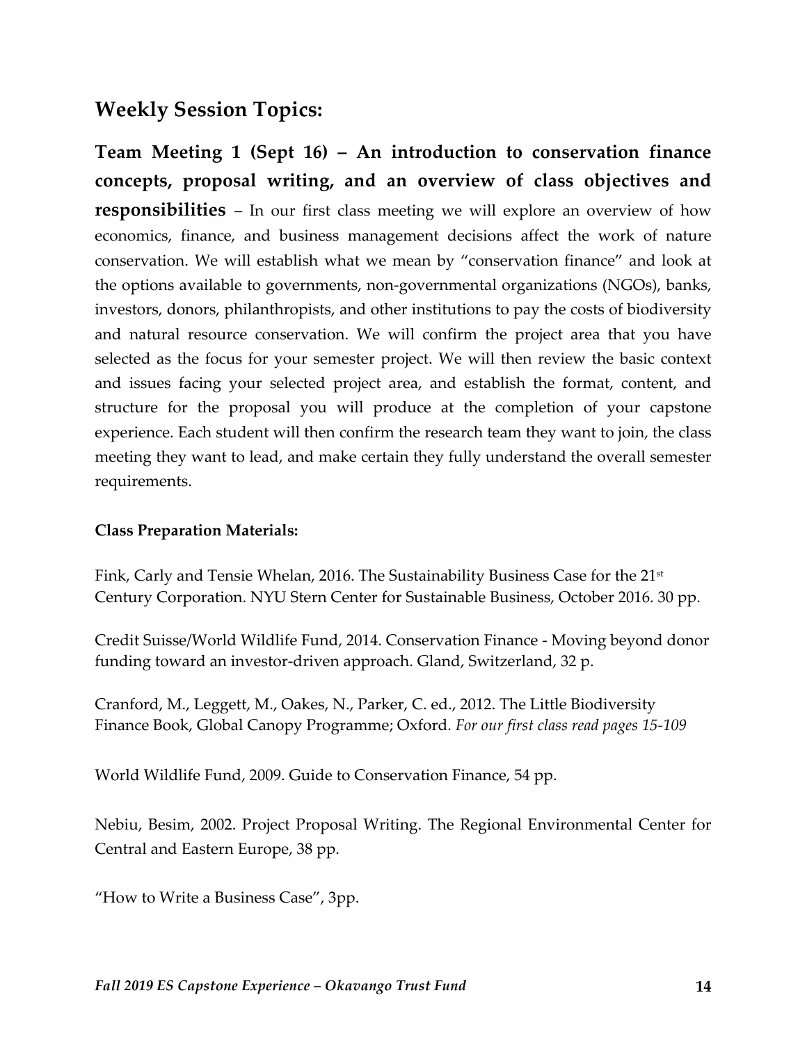## Weekly Session Topics:

**Team Meeting 1 (Sept 16) – An introduction to conservation finance concepts, proposal writing, and an overview of class objectives and responsibilities** – In our first class meeting we will explore an overview of how economics, finance, and business management decisions affect the work of nature conservation. We will establish what we mean by "conservation finance" and look at the options available to governments, non-governmental organizations (NGOs), banks, investors, donors, philanthropists, and other institutions to pay the costs of biodiversity and natural resource conservation. We will confirm the project area that you have selected as the focus for your semester project. We will then review the basic context and issues facing your selected project area, and establish the format, content, and structure for the proposal you will produce at the completion of your capstone experience. Each student will then confirm the research team they want to join, the class meeting they want to lead, and make certain they fully understand the overall semester requirements.

**Class Preparation Materials:**

Fink, Carly and Tensie Whelan, 2016. The Sustainability Business Case for the 21st Century Corporation. NYU Stern Center for Sustainable Business, October 2016. 30 pp.

Credit Suisse/World Wildlife Fund, 2014. Conservation Finance - Moving beyond donor funding toward an investor-driven approach. Gland, Switzerland, 32 p.

Cranford, M., Leggett, M., Oakes, N., Parker, C. ed., 2012. The Little Biodiversity Finance Book, Global Canopy Programme; Oxford. *For our first class read pages 15-109*

World Wildlife Fund, 2009. Guide to Conservation Finance, 54 pp.

Nebiu, Besim, 2002. Project Proposal Writing. The Regional Environmental Center for Central and Eastern Europe, 38 pp.

"How to Write a Business Case", 3pp.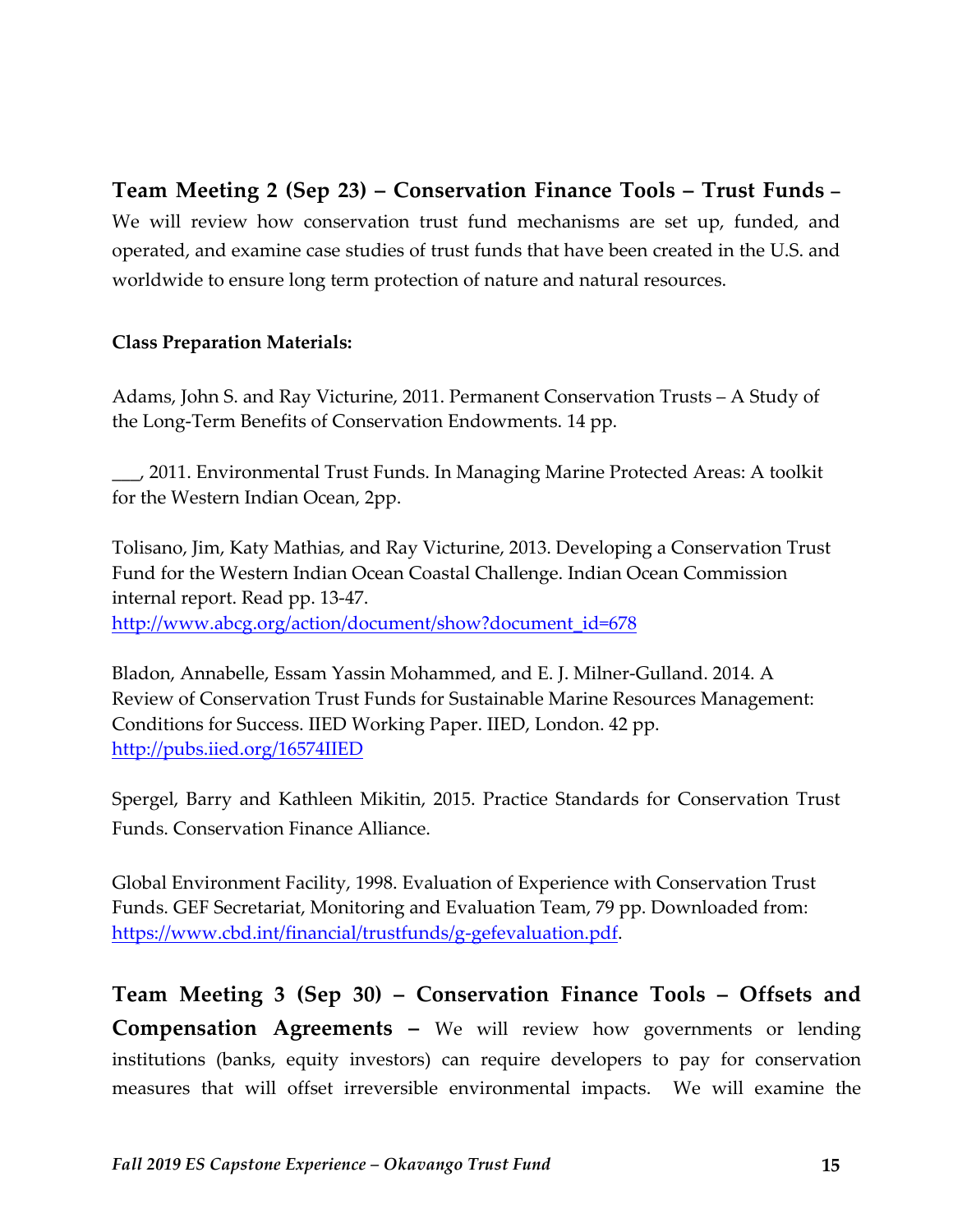**Team Meeting 2 (Sep 23) – Conservation Finance Tools – Trust Funds** – We will review how conservation trust fund mechanisms are set up, funded, and operated, and examine case studies of trust funds that have been created in the U.S. and worldwide to ensure long term protection of nature and natural resources.

**Class Preparation Materials:**

Adams, John S. and Ray Victurine, 2011. Permanent Conservation Trusts – A Study of the Long-Term Benefits of Conservation Endowments. 14 pp.

___, 2011. Environmental Trust Funds. In Managing Marine Protected Areas: A toolkit for the Western Indian Ocean, 2pp.

Tolisano, Jim, Katy Mathias, and Ray Victurine, 2013. Developing a Conservation Trust Fund for the Western Indian Ocean Coastal Challenge. Indian Ocean Commission internal report. Read pp. 13-47. [http://www.abcg.org/action/document/show?document_id=678](http://www.abcg.org/action/document/show?document_id=678)

Bladon, Annabelle, Essam Yassin Mohammed, and E. J. Milner-Gulland. 2014. A Review of Conservation Trust Funds for Sustainable Marine Resources Management: Conditions for Success. IIED Working Paper. IIED, London. 42 pp. [http://pubs.iied.org/16574IIED](http://pubs.iied.org/16574IIED)

Spergel, Barry and Kathleen Mikitin, 2015. Practice Standards for Conservation Trust Funds. Conservation Finance Alliance.

Global Environment Facility, 1998. Evaluation of Experience with Conservation Trust Funds. GEF Secretariat, Monitoring and Evaluation Team, 79 pp. Downloaded from: [https://www.cbd.int/financial/trustfunds/g-gefevaluation.pdf](https://www.cbd.int/financial/trustfunds/g-gefevaluation.pdf).

**Team Meeting 3 (Sep 30) – Conservation Finance Tools – Offsets and Compensation Agreements –** We will review how governments or lending institutions (banks, equity investors) can require developers to pay for conservation measures that will offset irreversible environmental impacts. We will examine the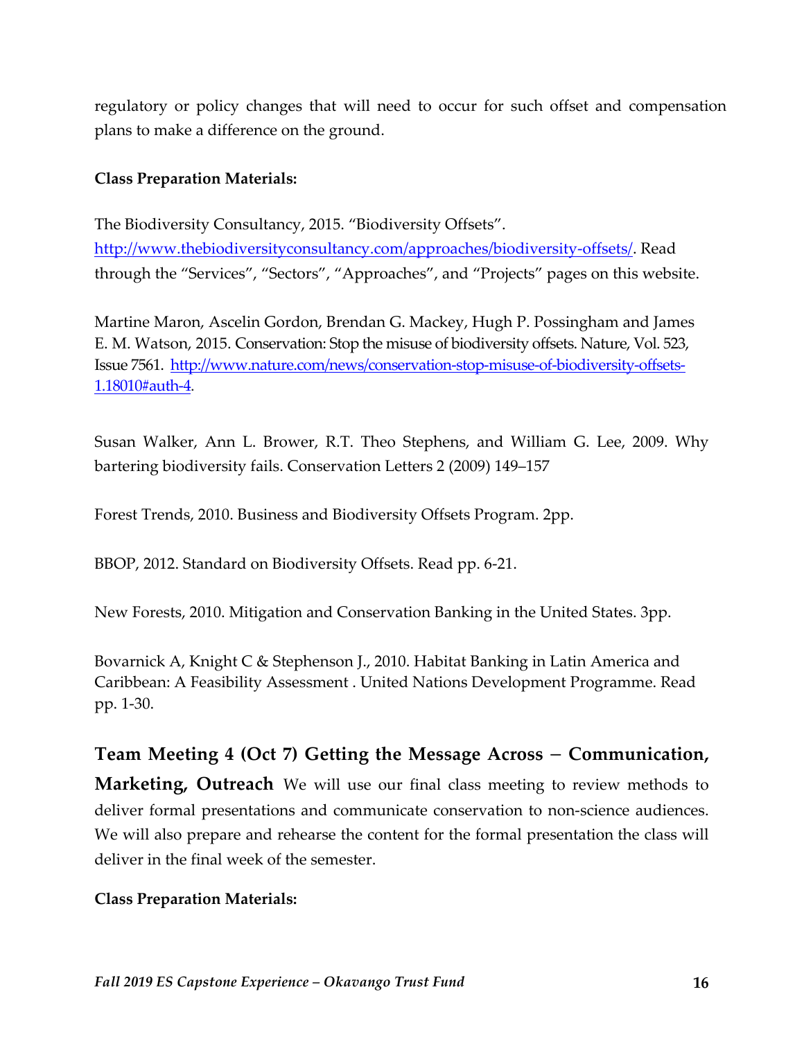regulatory or policy changes that will need to occur for such offset and compensation plans to make a difference on the ground.

**Class Preparation Materials:**

The Biodiversity Consultancy, 2015. "Biodiversity Offsets". http://www.thebiodiversityconsultancy.com/approaches/biodiversity-offsets/. Read through the "Services", "Sectors", "Approaches", and "Projects" pages on this website.

Martine Maron, Ascelin Gordon, Brendan G. Mackey, Hugh P. Possingham and James E. M. Watson, 2015. Conservation: Stop the misuse of biodiversity offsets. Nature, Vol. 523, Issue 7561. http://www.nature.com/news/conservation-stop-misuse-of-biodiversity-offsets-1.18010#auth-4.

Susan Walker, Ann L. Brower, R.T. Theo Stephens, and William G. Lee, 2009. Why bartering biodiversity fails. Conservation Letters 2 (2009) 149–157

Forest Trends, 2010. Business and Biodiversity Offsets Program. 2pp.

BBOP, 2012. Standard on Biodiversity Offsets. Read pp. 6-21.

New Forests, 2010. Mitigation and Conservation Banking in the United States. 3pp.

Bovarnick A, Knight C & Stephenson J., 2010. Habitat Banking in Latin America and Caribbean: A Feasibility Assessment . United Nations Development Programme. Read pp. 1-30.

**Team Meeting 4 (Oct 7) Getting the Message Across – Communication, Marketing, Outreach** We will use our final class meeting to review methods to deliver formal presentations and communicate conservation to non-science audiences. We will also prepare and rehearse the content for the formal presentation the class will deliver in the final week of the semester.

**Class Preparation Materials:**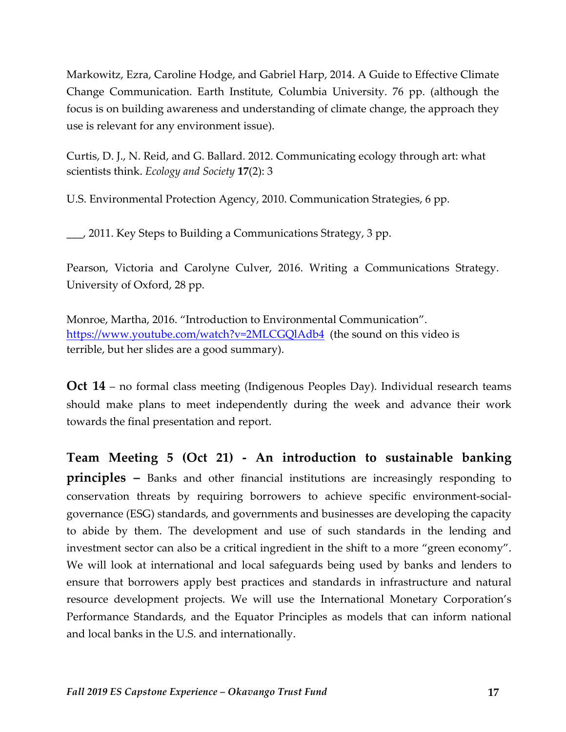Markowitz, Ezra, Caroline Hodge, and Gabriel Harp, 2014. A Guide to Effective Climate Change Communication. Earth Institute, Columbia University. 76 pp. (although the focus is on building awareness and understanding of climate change, the approach they use is relevant for any environment issue).

Curtis, D. J., N. Reid, and G. Ballard. 2012. Communicating ecology through art: what scientists think. *Ecology and Society* **17**(2): 3

U.S. Environmental Protection Agency, 2010. Communication Strategies, 6 pp.

___, 2011. Key Steps to Building a Communications Strategy, 3 pp.

Pearson, Victoria and Carolyne Culver, 2016. Writing a Communications Strategy. University of Oxford, 28 pp.

Monroe, Martha, 2016. "Introduction to Environmental Communication". [https://www.youtube.com/watch?v=2MLCGQlAdb4](https://www.youtube.com/watch?v=2MLCGQlAdb4) (the sound on this video is terrible, but her slides are a good summary).

**Oct 14** – no formal class meeting (Indigenous Peoples Day). Individual research teams should make plans to meet independently during the week and advance their work towards the final presentation and report.

**Team Meeting 5 (Oct 21) - An introduction to sustainable banking principles –** Banks and other financial institutions are increasingly responding to conservation threats by requiring borrowers to achieve specific environment-social-governance (ESG) standards, and governments and businesses are developing the capacity to abide by them. The development and use of such standards in the lending and investment sector can also be a critical ingredient in the shift to a more "green economy". We will look at international and local safeguards being used by banks and lenders to ensure that borrowers apply best practices and standards in infrastructure and natural resource development projects. We will use the International Monetary Corporation's Performance Standards, and the Equator Principles as models that can inform national and local banks in the U.S. and internationally.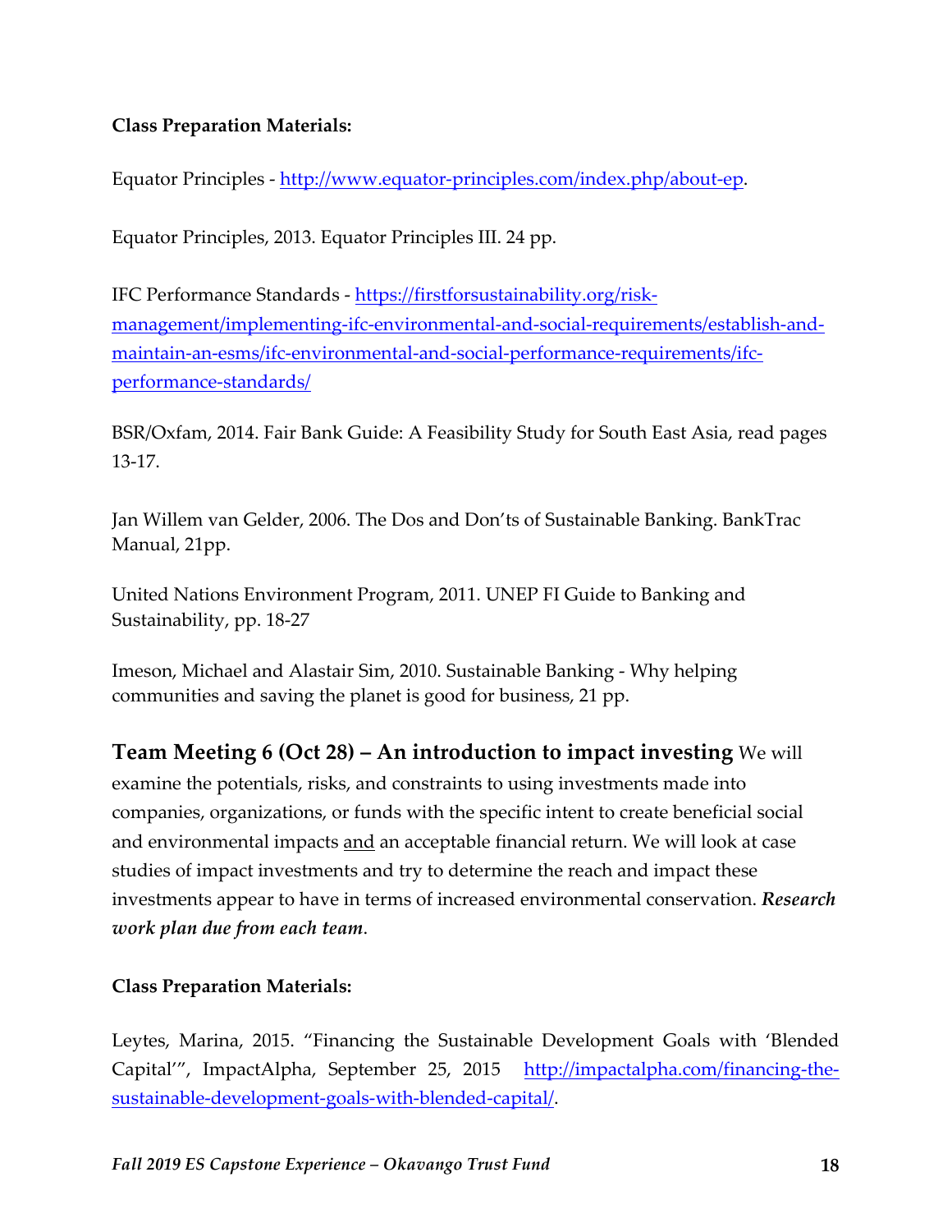**Class Preparation Materials:**

Equator Principles - [http://www.equator-principles.com/index.php/about-ep](http://www.equator-principles.com/index.php/about-ep).

Equator Principles, 2013. Equator Principles III. 24 pp.

IFC Performance Standards - [https://firstforsustainability.org/risk-management/implementing-ifc-environmental-and-social-requirements/establish-and-maintain-an-esms/ifc-environmental-and-social-performance-requirements/ifc-performance-standards/](https://firstforsustainability.org/risk-management/implementing-ifc-environmental-and-social-requirements/establish-and-maintain-an-esms/ifc-environmental-and-social-performance-requirements/ifc-performance-standards/)

BSR/Oxfam, 2014. Fair Bank Guide: A Feasibility Study for South East Asia, read pages 13-17.

Jan Willem van Gelder, 2006. The Dos and Don'ts of Sustainable Banking. BankTrac Manual, 21pp.

United Nations Environment Program, 2011. UNEP FI Guide to Banking and Sustainability, pp. 18-27

Imeson, Michael and Alastair Sim, 2010. Sustainable Banking - Why helping communities and saving the planet is good for business, 21 pp.

**Team Meeting 6 (Oct 28) – An introduction to impact investing** We will examine the potentials, risks, and constraints to using investments made into companies, organizations, or funds with the specific intent to create beneficial social and environmental impacts <u>and</u> an acceptable financial return. We will look at case studies of impact investments and try to determine the reach and impact these investments appear to have in terms of increased environmental conservation. ***Research work plan due from each team***.

**Class Preparation Materials:**

Leytes, Marina, 2015. "Financing the Sustainable Development Goals with 'Blended Capital'", ImpactAlpha, September 25, 2015 [http://impactalpha.com/financing-the-sustainable-development-goals-with-blended-capital/](http://impactalpha.com/financing-the-sustainable-development-goals-with-blended-capital/).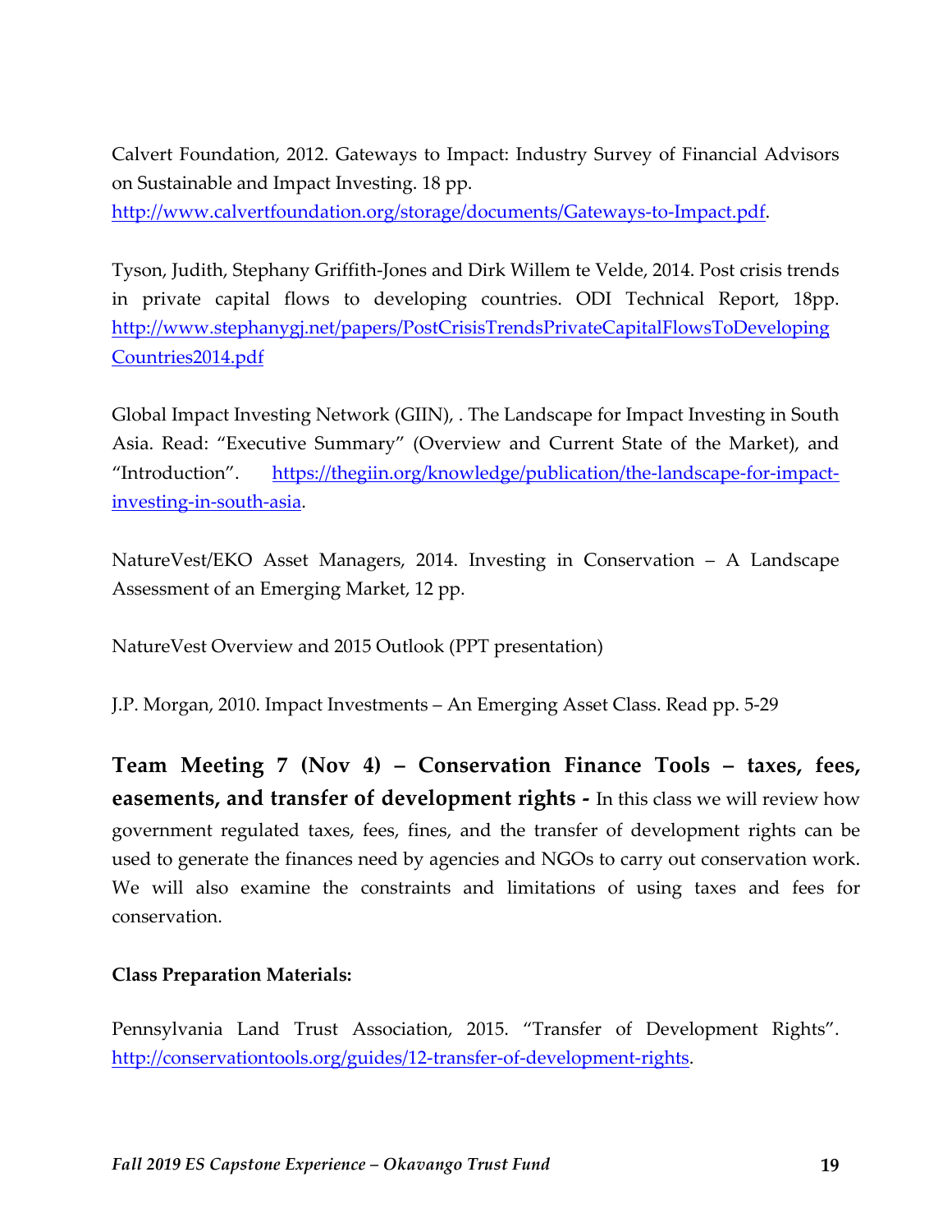Calvert Foundation, 2012. Gateways to Impact: Industry Survey of Financial Advisors on Sustainable and Impact Investing. 18 pp. [http://www.calvertfoundation.org/storage/documents/Gateways-to-Impact.pdf](http://www.calvertfoundation.org/storage/documents/Gateways-to-Impact.pdf).

Tyson, Judith, Stephany Griffith-Jones and Dirk Willem te Velde, 2014. Post crisis trends in private capital flows to developing countries. ODI Technical Report, 18pp. [http://www.stephanygj.net/papers/PostCrisisTrendsPrivateCapitalFlowsToDevelopingCountries2014.pdf](http://www.stephanygj.net/papers/PostCrisisTrendsPrivateCapitalFlowsToDevelopingCountries2014.pdf)

Global Impact Investing Network (GIIN), . The Landscape for Impact Investing in South Asia. Read: "Executive Summary" (Overview and Current State of the Market), and "Introduction". [https://thegiin.org/knowledge/publication/the-landscape-for-impact-investing-in-south-asia](https://thegiin.org/knowledge/publication/the-landscape-for-impact-investing-in-south-asia).

NatureVest/EKO Asset Managers, 2014. Investing in Conservation – A Landscape Assessment of an Emerging Market, 12 pp.

NatureVest Overview and 2015 Outlook (PPT presentation)

J.P. Morgan, 2010. Impact Investments – An Emerging Asset Class. Read pp. 5-29

**Team Meeting 7 (Nov 4) – Conservation Finance Tools – taxes, fees, easements, and transfer of development rights -** In this class we will review how government regulated taxes, fees, fines, and the transfer of development rights can be used to generate the finances need by agencies and NGOs to carry out conservation work. We will also examine the constraints and limitations of using taxes and fees for conservation.

**Class Preparation Materials:**

Pennsylvania Land Trust Association, 2015. "Transfer of Development Rights". [http://conservationtools.org/guides/12-transfer-of-development-rights](http://conservationtools.org/guides/12-transfer-of-development-rights).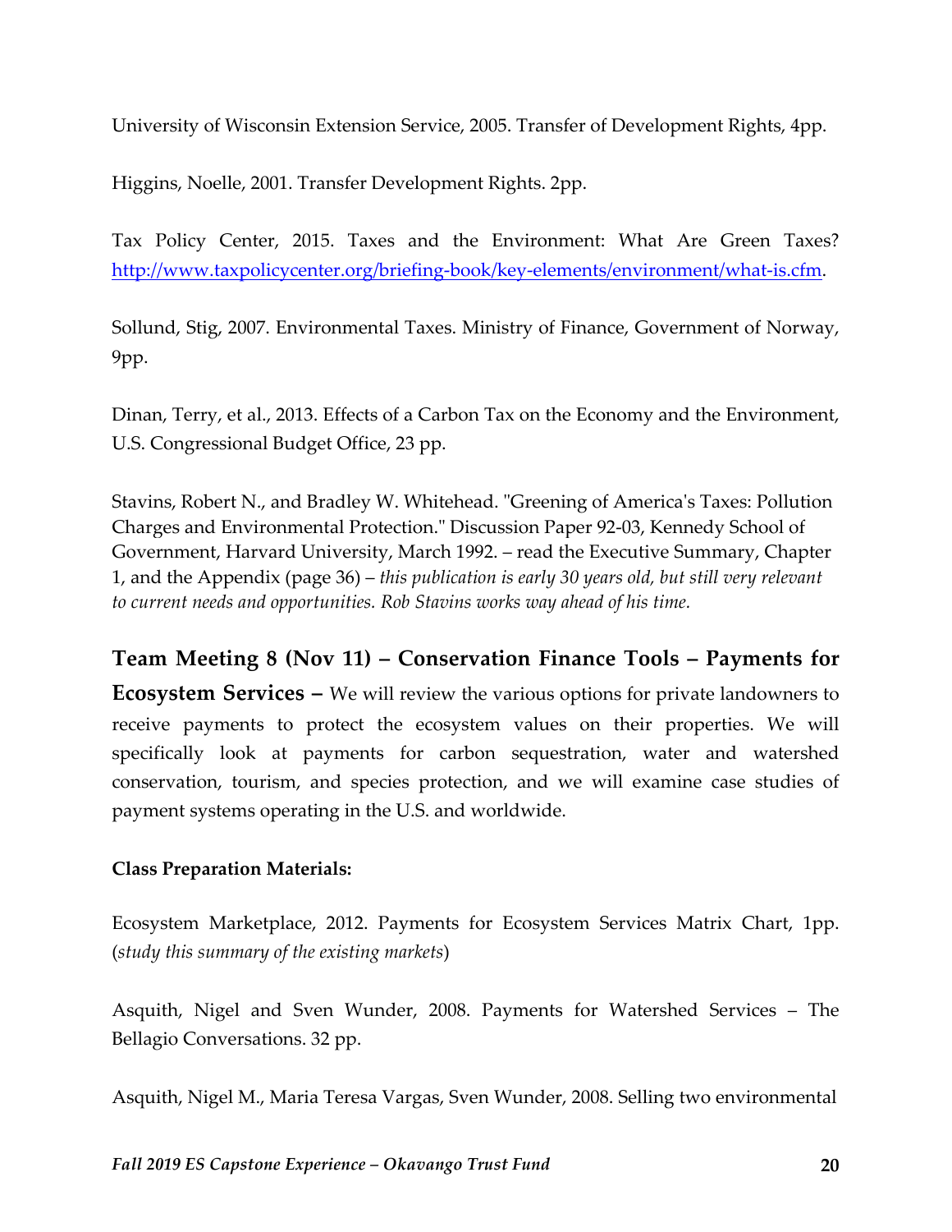University of Wisconsin Extension Service, 2005. Transfer of Development Rights, 4pp.

Higgins, Noelle, 2001. Transfer Development Rights. 2pp.

Tax Policy Center, 2015. Taxes and the Environment: What Are Green Taxes? [http://www.taxpolicycenter.org/briefing-book/key-elements/environment/what-is.cfm](http://www.taxpolicycenter.org/briefing-book/key-elements/environment/what-is.cfm).

Sollund, Stig, 2007. Environmental Taxes. Ministry of Finance, Government of Norway, 9pp.

Dinan, Terry, et al., 2013. Effects of a Carbon Tax on the Economy and the Environment, U.S. Congressional Budget Office, 23 pp.

Stavins, Robert N., and Bradley W. Whitehead. "Greening of America's Taxes: Pollution Charges and Environmental Protection." Discussion Paper 92-03, Kennedy School of Government, Harvard University, March 1992. – read the Executive Summary, Chapter 1, and the Appendix (page 36) – *this publication is early 30 years old, but still very relevant to current needs and opportunities. Rob Stavins works way ahead of his time.*

**Team Meeting 8 (Nov 11) – Conservation Finance Tools – Payments for Ecosystem Services –** We will review the various options for private landowners to receive payments to protect the ecosystem values on their properties. We will specifically look at payments for carbon sequestration, water and watershed conservation, tourism, and species protection, and we will examine case studies of payment systems operating in the U.S. and worldwide.

**Class Preparation Materials:**

Ecosystem Marketplace, 2012. Payments for Ecosystem Services Matrix Chart, 1pp. (*study this summary of the existing markets*)

Asquith, Nigel and Sven Wunder, 2008. Payments for Watershed Services – The Bellagio Conversations. 32 pp.

Asquith, Nigel M., Maria Teresa Vargas, Sven Wunder, 2008. Selling two environmental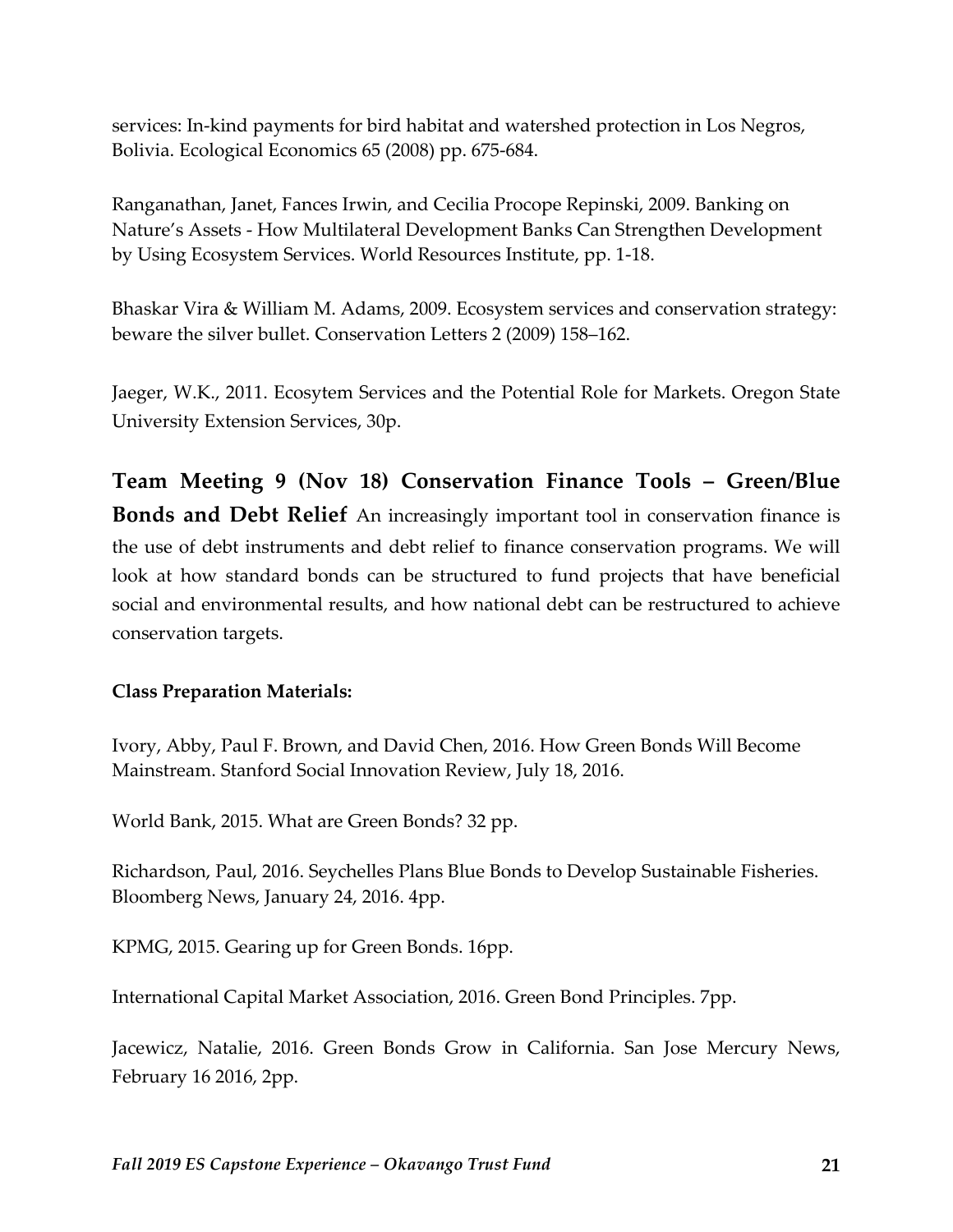services: In-kind payments for bird habitat and watershed protection in Los Negros, Bolivia. Ecological Economics 65 (2008) pp. 675-684.

Ranganathan, Janet, Fances Irwin, and Cecilia Procope Repinski, 2009. Banking on Nature's Assets - How Multilateral Development Banks Can Strengthen Development by Using Ecosystem Services. World Resources Institute, pp. 1-18.

Bhaskar Vira & William M. Adams, 2009. Ecosystem services and conservation strategy: beware the silver bullet. Conservation Letters 2 (2009) 158–162.

Jaeger, W.K., 2011. Ecosytem Services and the Potential Role for Markets. Oregon State University Extension Services, 30p.

**Team Meeting 9 (Nov 18) Conservation Finance Tools – Green/Blue Bonds and Debt Relief** An increasingly important tool in conservation finance is the use of debt instruments and debt relief to finance conservation programs. We will look at how standard bonds can be structured to fund projects that have beneficial social and environmental results, and how national debt can be restructured to achieve conservation targets.

**Class Preparation Materials:**

Ivory, Abby, Paul F. Brown, and David Chen, 2016. How Green Bonds Will Become Mainstream. Stanford Social Innovation Review, July 18, 2016.

World Bank, 2015. What are Green Bonds? 32 pp.

Richardson, Paul, 2016. Seychelles Plans Blue Bonds to Develop Sustainable Fisheries. Bloomberg News, January 24, 2016. 4pp.

KPMG, 2015. Gearing up for Green Bonds. 16pp.

International Capital Market Association, 2016. Green Bond Principles. 7pp.

Jacewicz, Natalie, 2016. Green Bonds Grow in California. San Jose Mercury News, February 16 2016, 2pp.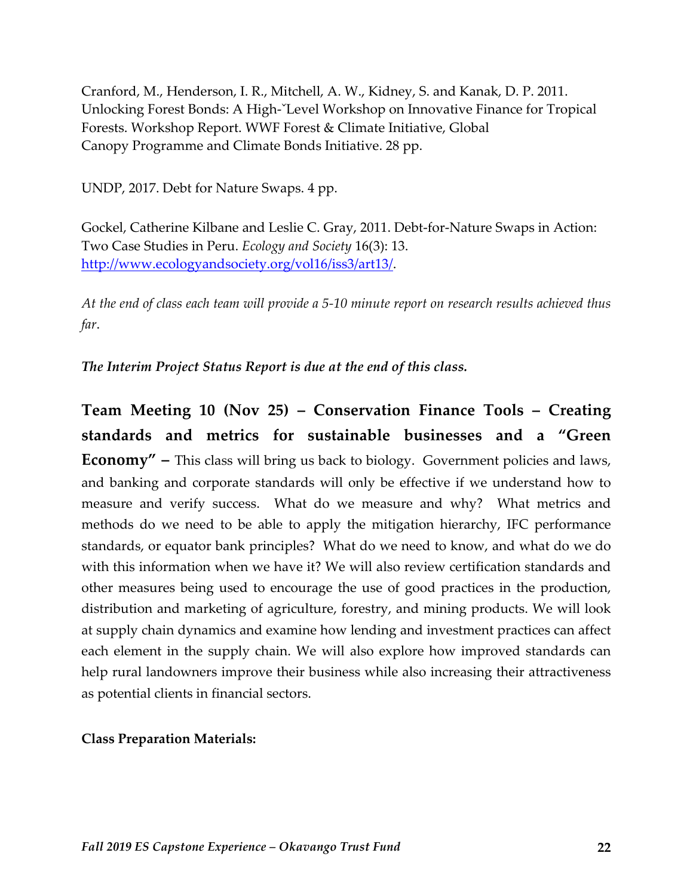Cranford, M., Henderson, I. R., Mitchell, A. W., Kidney, S. and Kanak, D. P. 2011. Unlocking Forest Bonds: A High-ˇLevel Workshop on Innovative Finance for Tropical Forests. Workshop Report. WWF Forest & Climate Initiative, Global Canopy Programme and Climate Bonds Initiative. 28 pp.

UNDP, 2017. Debt for Nature Swaps. 4 pp.

Gockel, Catherine Kilbane and Leslie C. Gray, 2011. Debt-for-Nature Swaps in Action: Two Case Studies in Peru. *Ecology and Society* 16(3): 13. http://www.ecologyandsociety.org/vol16/iss3/art13/.

*At the end of class each team will provide a 5-10 minute report on research results achieved thus far*.

***The Interim Project Status Report is due at the end of this class.***

**Team Meeting 10 (Nov 25) – Conservation Finance Tools – Creating standards and metrics for sustainable businesses and a "Green Economy" –** This class will bring us back to biology. Government policies and laws, and banking and corporate standards will only be effective if we understand how to measure and verify success. What do we measure and why? What metrics and methods do we need to be able to apply the mitigation hierarchy, IFC performance standards, or equator bank principles? What do we need to know, and what do we do with this information when we have it? We will also review certification standards and other measures being used to encourage the use of good practices in the production, distribution and marketing of agriculture, forestry, and mining products. We will look at supply chain dynamics and examine how lending and investment practices can affect each element in the supply chain. We will also explore how improved standards can help rural landowners improve their business while also increasing their attractiveness as potential clients in financial sectors.

**Class Preparation Materials:**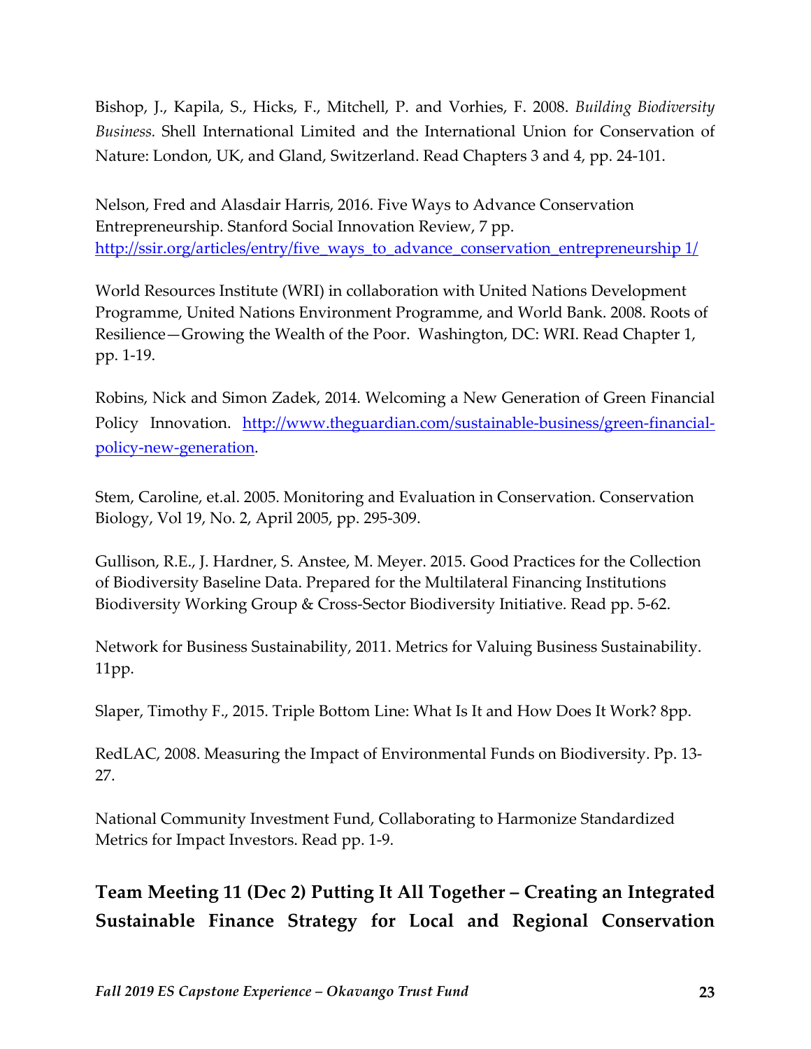Bishop, J., Kapila, S., Hicks, F., Mitchell, P. and Vorhies, F. 2008. *Building Biodiversity Business.* Shell International Limited and the International Union for Conservation of Nature: London, UK, and Gland, Switzerland. Read Chapters 3 and 4, pp. 24-101.

Nelson, Fred and Alasdair Harris, 2016. Five Ways to Advance Conservation Entrepreneurship. Stanford Social Innovation Review, 7 pp. [http://ssir.org/articles/entry/five_ways_to_advance_conservation_entrepreneurship 1/](http://ssir.org/articles/entry/five_ways_to_advance_conservation_entrepreneurship1/)

World Resources Institute (WRI) in collaboration with United Nations Development Programme, United Nations Environment Programme, and World Bank. 2008. Roots of Resilience—Growing the Wealth of the Poor. Washington, DC: WRI. Read Chapter 1, pp. 1-19.

Robins, Nick and Simon Zadek, 2014. Welcoming a New Generation of Green Financial Policy Innovation. [http://www.theguardian.com/sustainable-business/green-financial-policy-new-generation](http://www.theguardian.com/sustainable-business/green-financial-policy-new-generation).

Stem, Caroline, et.al. 2005. Monitoring and Evaluation in Conservation. Conservation Biology, Vol 19, No. 2, April 2005, pp. 295-309.

Gullison, R.E., J. Hardner, S. Anstee, M. Meyer. 2015. Good Practices for the Collection of Biodiversity Baseline Data. Prepared for the Multilateral Financing Institutions Biodiversity Working Group & Cross-Sector Biodiversity Initiative. Read pp. 5-62.

Network for Business Sustainability, 2011. Metrics for Valuing Business Sustainability. 11pp.

Slaper, Timothy F., 2015. Triple Bottom Line: What Is It and How Does It Work? 8pp.

RedLAC, 2008. Measuring the Impact of Environmental Funds on Biodiversity. Pp. 13-27.

National Community Investment Fund, Collaborating to Harmonize Standardized Metrics for Impact Investors. Read pp. 1-9.

## Team Meeting 11 (Dec 2) Putting It All Together – Creating an Integrated Sustainable Finance Strategy for Local and Regional Conservation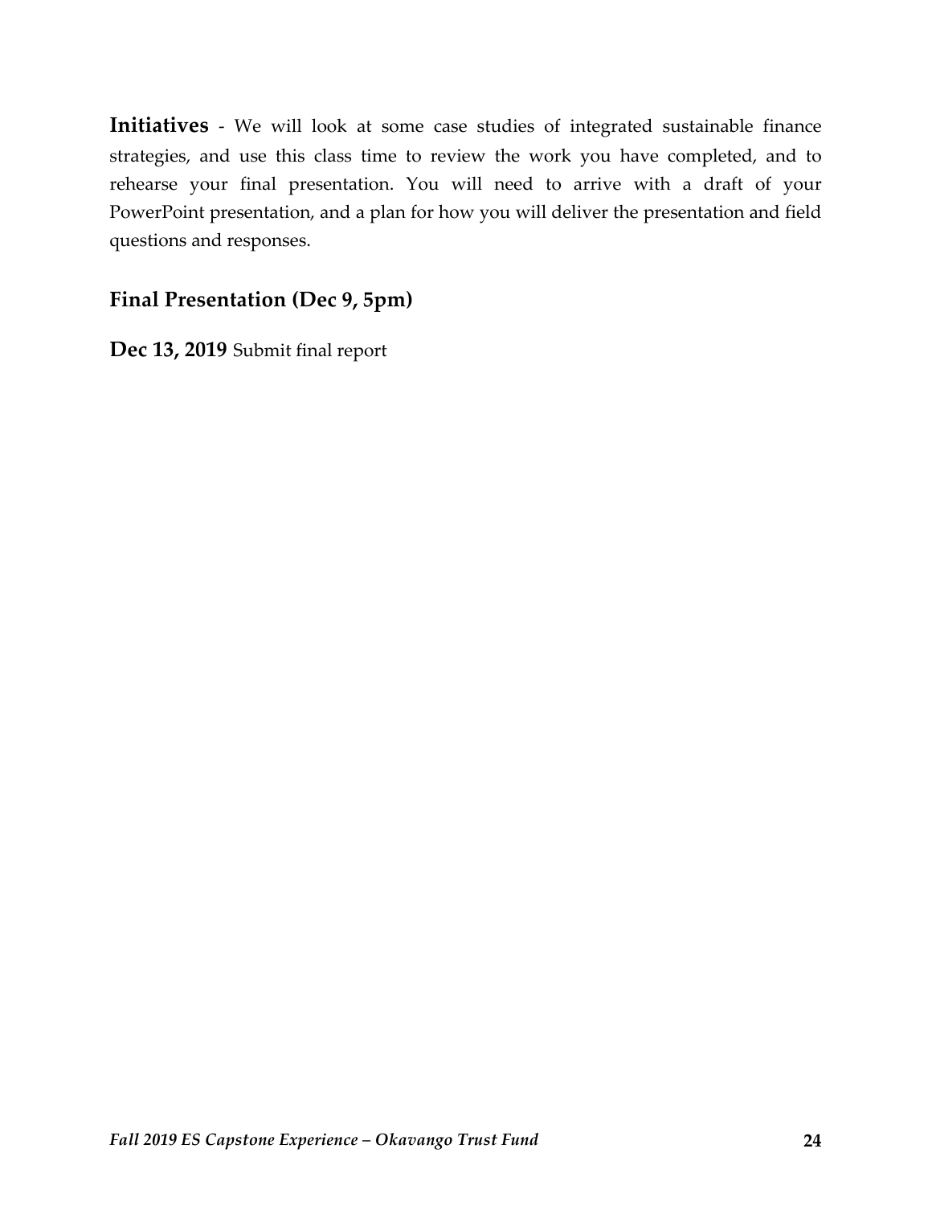**Initiatives** - We will look at some case studies of integrated sustainable finance strategies, and use this class time to review the work you have completed, and to rehearse your final presentation. You will need to arrive with a draft of your PowerPoint presentation, and a plan for how you will deliver the presentation and field questions and responses.

## Final Presentation (Dec 9, 5pm)

**Dec 13, 2019** Submit final report